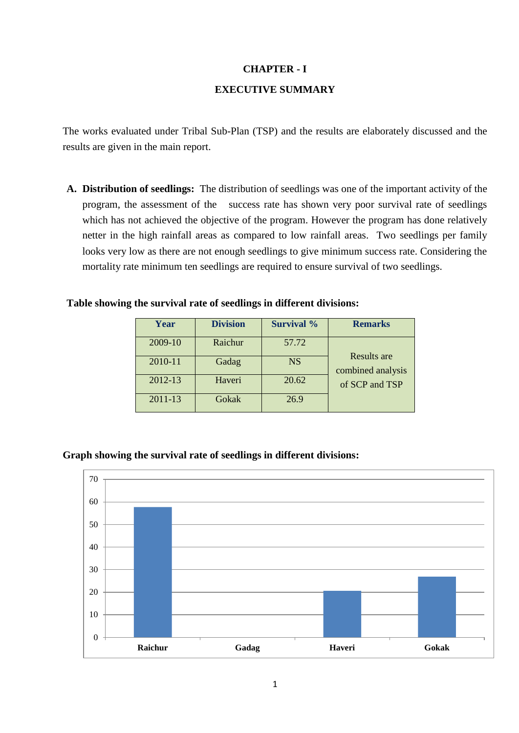# CHAPTER - I

## EXECUTIVE SUMMARY

The works evaluated under Tribal Sub-Plan (TSP) and the results are elaborately discussed and the results are given in the main report.

**A. Distribution of seedlings:** The distribution of seedlings was one of the important activity of the program, the assessment of the success rate has shown very poor survival rate of seedlings which has not achieved the objective of the program. However the program has done relatively netter in the high rainfall areas as compared to low rainfall areas. Two seedlings per family looks very low as there are not enough seedlings to give minimum success rate. Considering the mortality rate minimum ten seedlings are required to ensure survival of two seedlings.

**Table showing the survival rate of seedlings in different divisions:**

| Year | Division | Survival % | Remarks |
|---|---|---|---|
| 2009-10 | Raichur | 57.72 | Results are combined analysis of SCP and TSP |
| 2010-11 | Gadag | NS | |
| 2012-13 | Haveri | 20.62 | |
| 2011-13 | Gokak | 26.9 | |

**Graph showing the survival rate of seedlings in different divisions:**

| Division | Survival % |
|---|---|
| Raichur | 57.72 |
| Gadag | |
| Haveri | 20.62 |
| Gokak | 26.9 |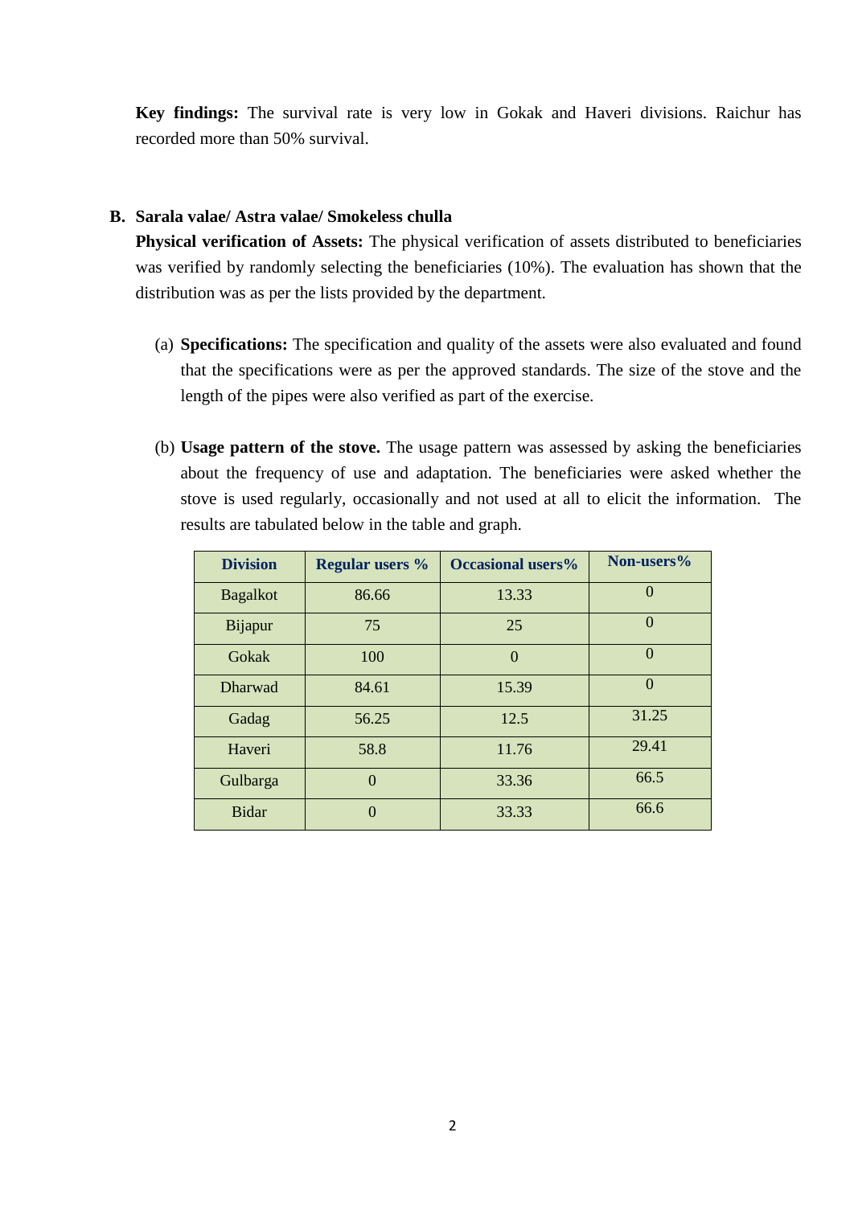**Key findings:** The survival rate is very low in Gokak and Haveri divisions. Raichur has recorded more than 50% survival.

## B. Sarala valae/ Astra valae/ Smokeless chulla

**Physical verification of Assets:** The physical verification of assets distributed to beneficiaries was verified by randomly selecting the beneficiaries (10%). The evaluation has shown that the distribution was as per the lists provided by the department.

(a) **Specifications:** The specification and quality of the assets were also evaluated and found that the specifications were as per the approved standards. The size of the stove and the length of the pipes were also verified as part of the exercise.

(b) **Usage pattern of the stove.** The usage pattern was assessed by asking the beneficiaries about the frequency of use and adaptation. The beneficiaries were asked whether the stove is used regularly, occasionally and not used at all to elicit the information. The results are tabulated below in the table and graph.

| Division | Regular users % | Occasional users% | Non-users% |
|---|---|---|---|
| Bagalkot | 86.66 | 13.33 | 0 |
| Bijapur | 75 | 25 | 0 |
| Gokak | 100 | 0 | 0 |
| Dharwad | 84.61 | 15.39 | 0 |
| Gadag | 56.25 | 12.5 | 31.25 |
| Haveri | 58.8 | 11.76 | 29.41 |
| Gulbarga | 0 | 33.36 | 66.5 |
| Bidar | 0 | 33.33 | 66.6 |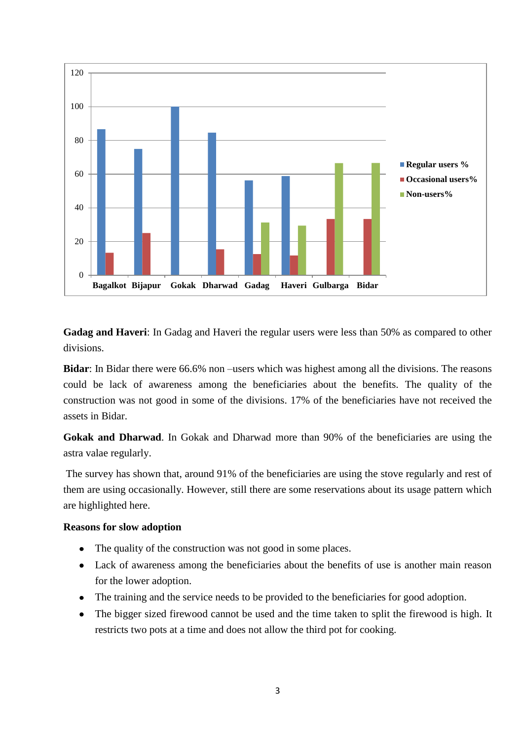**Gadag and Haveri**: In Gadag and Haveri the regular users were less than 50% as compared to other divisions.

**Bidar**: In Bidar there were 66.6% non –users which was highest among all the divisions. The reasons could be lack of awareness among the beneficiaries about the benefits. The quality of the construction was not good in some of the divisions. 17% of the beneficiaries have not received the assets in Bidar.

**Gokak and Dharwad**. In Gokak and Dharwad more than 90% of the beneficiaries are using the astra valae regularly.

The survey has shown that, around 91% of the beneficiaries are using the stove regularly and rest of them are using occasionally. However, still there are some reservations about its usage pattern which are highlighted here.

**Reasons for slow adoption**

- The quality of the construction was not good in some places.
- Lack of awareness among the beneficiaries about the benefits of use is another main reason for the lower adoption.
- The training and the service needs to be provided to the beneficiaries for good adoption.
- The bigger sized firewood cannot be used and the time taken to split the firewood is high. It restricts two pots at a time and does not allow the third pot for cooking.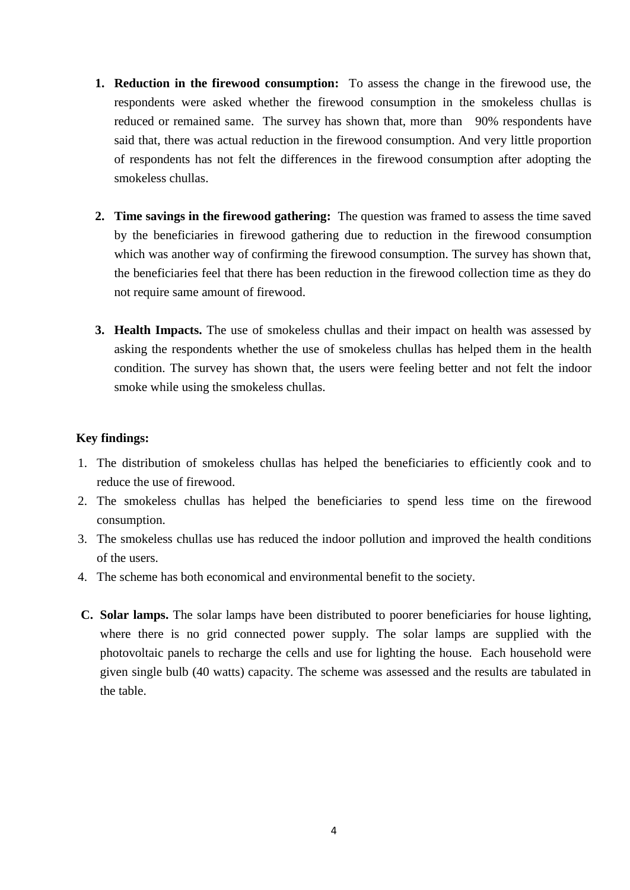1. **Reduction in the firewood consumption:** To assess the change in the firewood use, the respondents were asked whether the firewood consumption in the smokeless chullas is reduced or remained same. The survey has shown that, more than 90% respondents have said that, there was actual reduction in the firewood consumption. And very little proportion of respondents has not felt the differences in the firewood consumption after adopting the smokeless chullas.

2. **Time savings in the firewood gathering:** The question was framed to assess the time saved by the beneficiaries in firewood gathering due to reduction in the firewood consumption which was another way of confirming the firewood consumption. The survey has shown that, the beneficiaries feel that there has been reduction in the firewood collection time as they do not require same amount of firewood.

3. **Health Impacts.** The use of smokeless chullas and their impact on health was assessed by asking the respondents whether the use of smokeless chullas has helped them in the health condition. The survey has shown that, the users were feeling better and not felt the indoor smoke while using the smokeless chullas.

**Key findings:**

1. The distribution of smokeless chullas has helped the beneficiaries to efficiently cook and to reduce the use of firewood.
2. The smokeless chullas has helped the beneficiaries to spend less time on the firewood consumption.
3. The smokeless chullas use has reduced the indoor pollution and improved the health conditions of the users.
4. The scheme has both economical and environmental benefit to the society.

**C. Solar lamps.** The solar lamps have been distributed to poorer beneficiaries for house lighting, where there is no grid connected power supply. The solar lamps are supplied with the photovoltaic panels to recharge the cells and use for lighting the house. Each household were given single bulb (40 watts) capacity. The scheme was assessed and the results are tabulated in the table.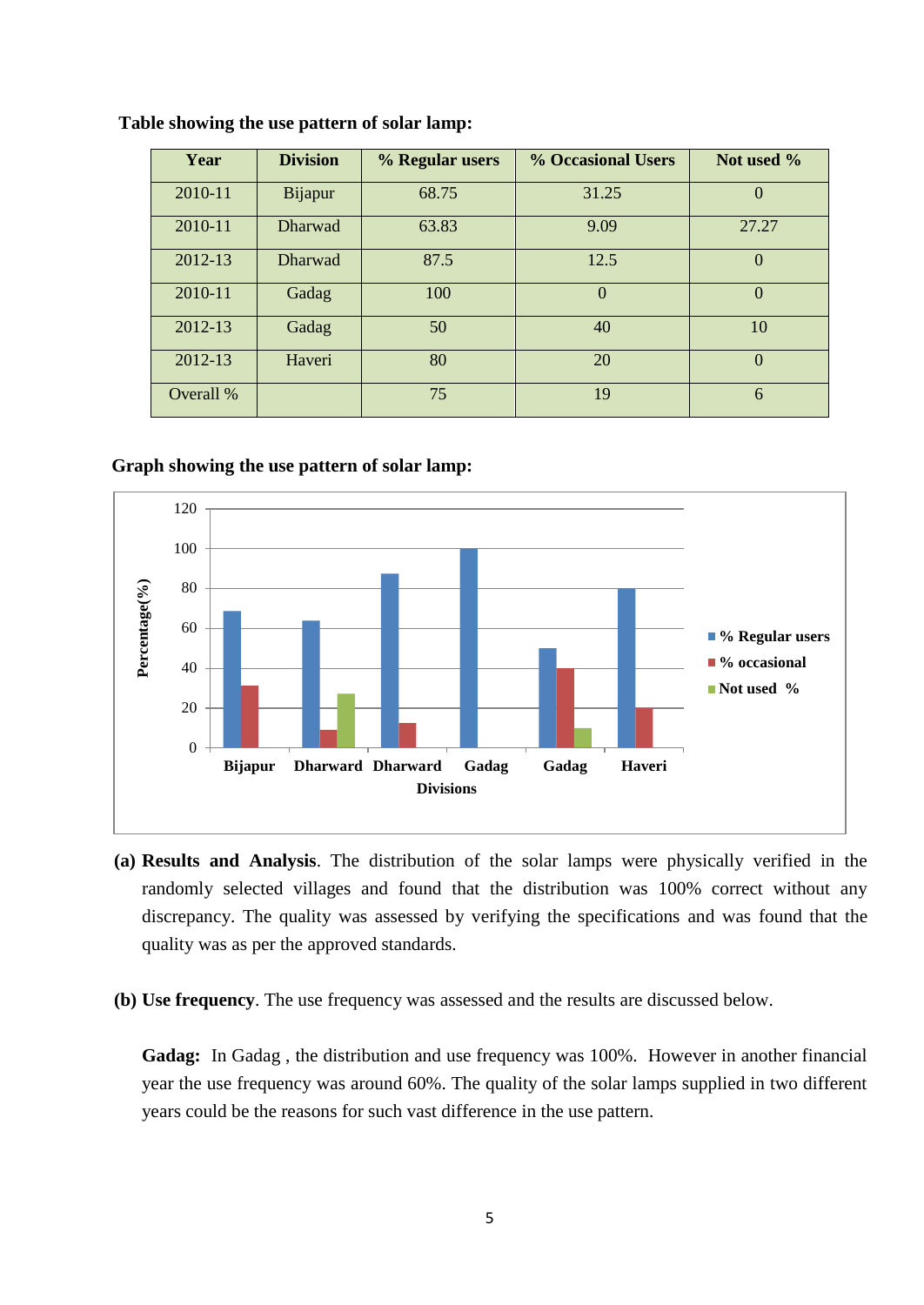**Table showing the use pattern of solar lamp:**

| Year | Division | % Regular users | % Occasional Users | Not used % |
|---|---|---|---|---|
| 2010-11 | Bijapur | 68.75 | 31.25 | 0 |
| 2010-11 | Dharwad | 63.83 | 9.09 | 27.27 |
| 2012-13 | Dharwad | 87.5 | 12.5 | 0 |
| 2010-11 | Gadag | 100 | 0 | 0 |
| 2012-13 | Gadag | 50 | 40 | 10 |
| 2012-13 | Haveri | 80 | 20 | 0 |
| Overall % | | 75 | 19 | 6 |

**Graph showing the use pattern of solar lamp:**

**(a) Results and Analysis**. The distribution of the solar lamps were physically verified in the randomly selected villages and found that the distribution was 100% correct without any discrepancy. The quality was assessed by verifying the specifications and was found that the quality was as per the approved standards.

**(b) Use frequency**. The use frequency was assessed and the results are discussed below.

**Gadag:** In Gadag , the distribution and use frequency was 100%. However in another financial year the use frequency was around 60%. The quality of the solar lamps supplied in two different years could be the reasons for such vast difference in the use pattern.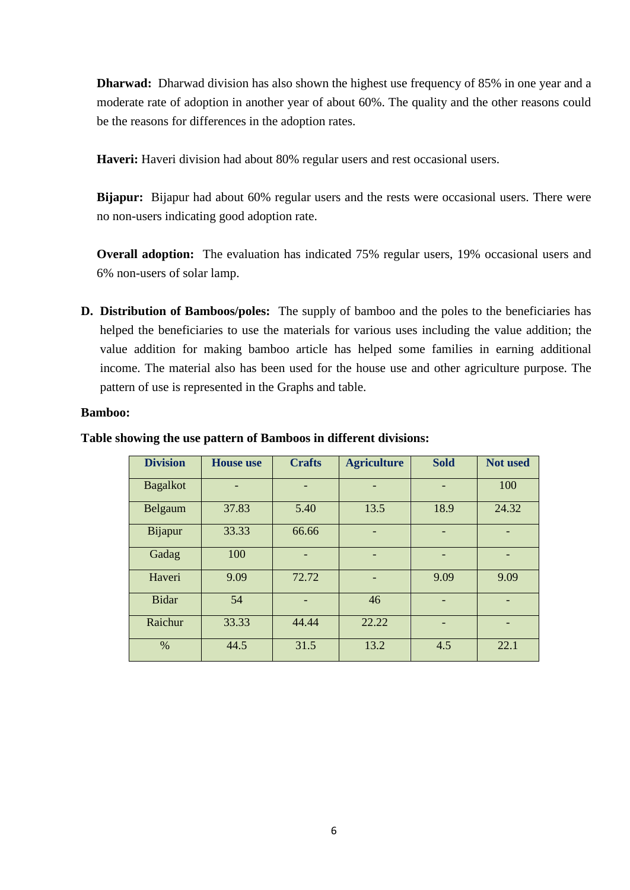**Dharwad:** Dharwad division has also shown the highest use frequency of 85% in one year and a moderate rate of adoption in another year of about 60%. The quality and the other reasons could be the reasons for differences in the adoption rates.

**Haveri:** Haveri division had about 80% regular users and rest occasional users.

**Bijapur:** Bijapur had about 60% regular users and the rests were occasional users. There were no non-users indicating good adoption rate.

**Overall adoption:** The evaluation has indicated 75% regular users, 19% occasional users and 6% non-users of solar lamp.

**D. Distribution of Bamboos/poles:** The supply of bamboo and the poles to the beneficiaries has helped the beneficiaries to use the materials for various uses including the value addition; the value addition for making bamboo article has helped some families in earning additional income. The material also has been used for the house use and other agriculture purpose. The pattern of use is represented in the Graphs and table.

**Bamboo:**

**Table showing the use pattern of Bamboos in different divisions:**

| Division | House use | Crafts | Agriculture | Sold | Not used |
|---|---|---|---|---|---|
| Bagalkot | - | - | - | - | 100 |
| Belgaum | 37.83 | 5.40 | 13.5 | 18.9 | 24.32 |
| Bijapur | 33.33 | 66.66 | - | - | - |
| Gadag | 100 | - | - | - | - |
| Haveri | 9.09 | 72.72 | - | 9.09 | 9.09 |
| Bidar | 54 | - | 46 | - | - |
| Raichur | 33.33 | 44.44 | 22.22 | - | - |
| % | 44.5 | 31.5 | 13.2 | 4.5 | 22.1 |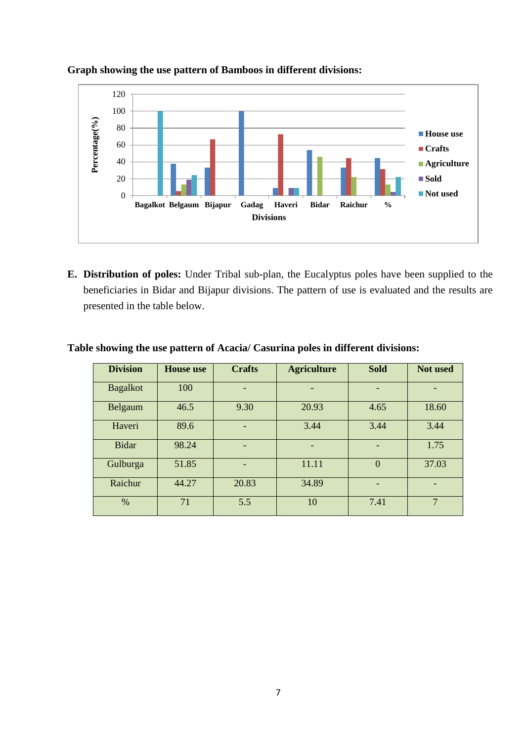**Graph showing the use pattern of Bamboos in different divisions:**

**E. Distribution of poles:** Under Tribal sub-plan, the Eucalyptus poles have been supplied to the beneficiaries in Bidar and Bijapur divisions. The pattern of use is evaluated and the results are presented in the table below.

**Table showing the use pattern of Acacia/ Casurina poles in different divisions:**

| Division | House use | Crafts | Agriculture | Sold | Not used |
|---|---|---|---|---|---|
| Bagalkot | 100 | - | - | - | - |
| Belgaum | 46.5 | 9.30 | 20.93 | 4.65 | 18.60 |
| Haveri | 89.6 | - | 3.44 | 3.44 | 3.44 |
| Bidar | 98.24 | - | - | - | 1.75 |
| Gulburga | 51.85 | - | 11.11 | 0 | 37.03 |
| Raichur | 44.27 | 20.83 | 34.89 | - | - |
| % | 71 | 5.5 | 10 | 7.41 | 7 |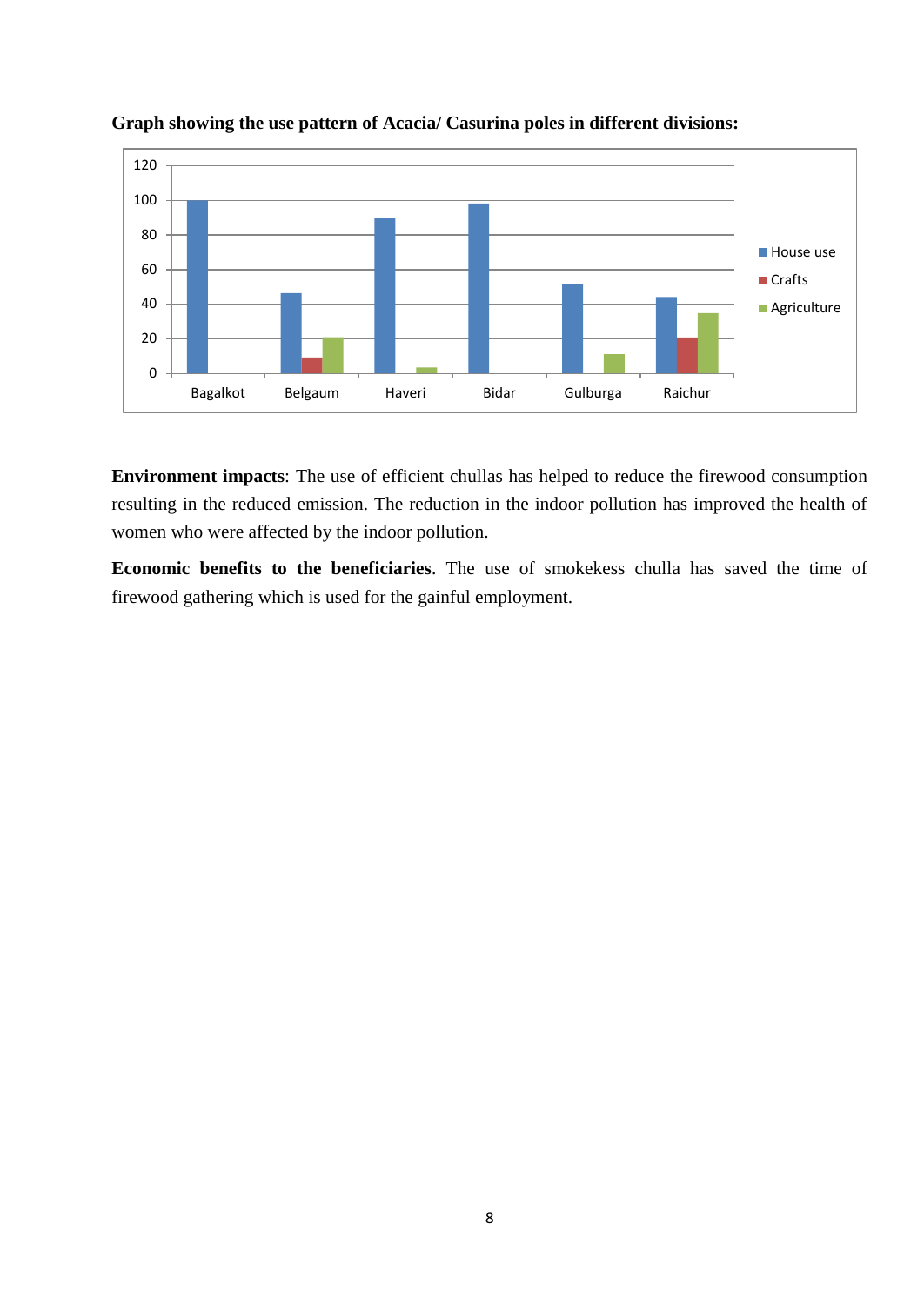**Graph showing the use pattern of Acacia/ Casurina poles in different divisions:**

**Environment impacts**: The use of efficient chullas has helped to reduce the firewood consumption resulting in the reduced emission. The reduction in the indoor pollution has improved the health of women who were affected by the indoor pollution.

**Economic benefits to the beneficiaries**. The use of smokekess chulla has saved the time of firewood gathering which is used for the gainful employment.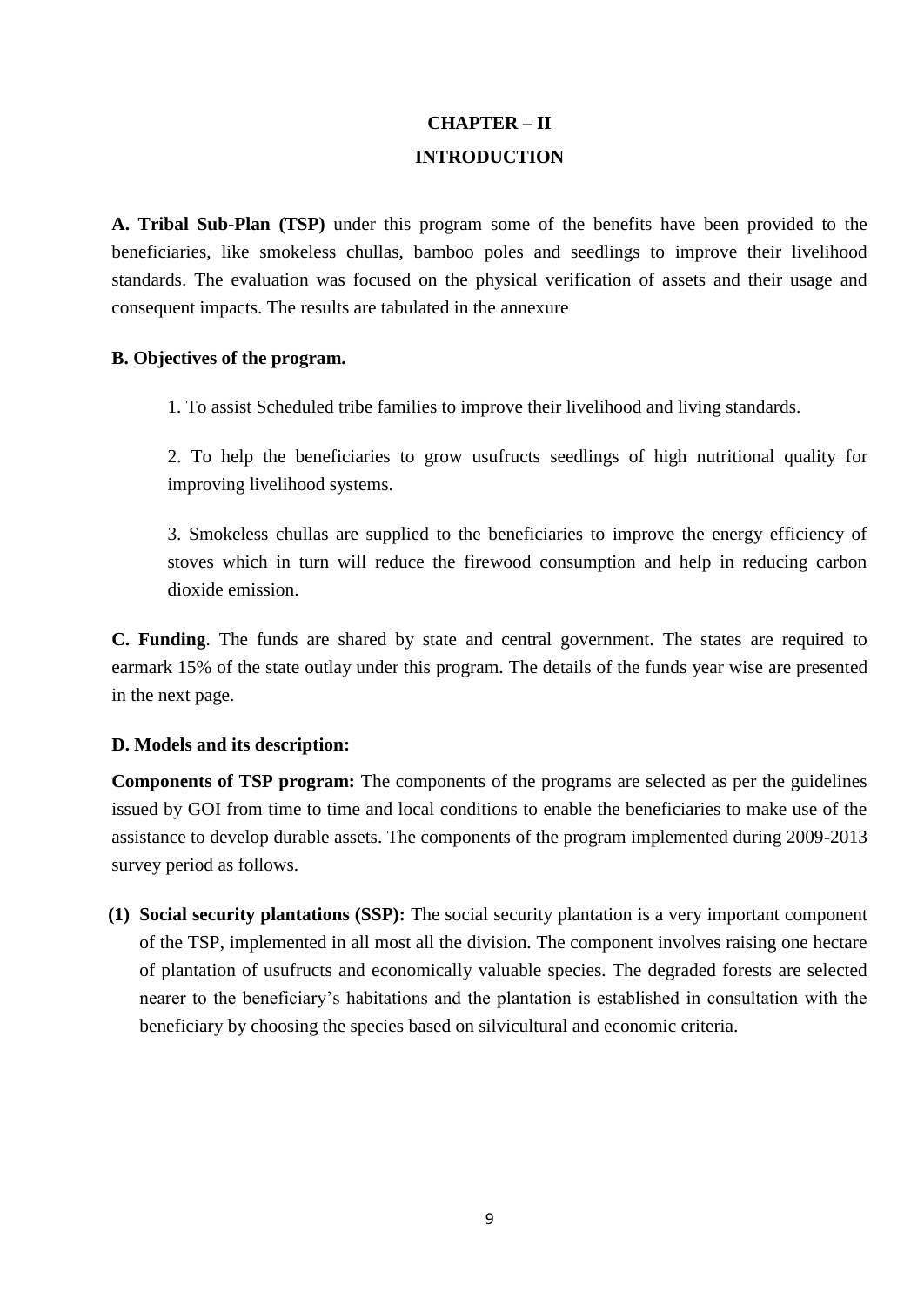# CHAPTER – II

# INTRODUCTION

**A. Tribal Sub-Plan (TSP)** under this program some of the benefits have been provided to the beneficiaries, like smokeless chullas, bamboo poles and seedlings to improve their livelihood standards. The evaluation was focused on the physical verification of assets and their usage and consequent impacts. The results are tabulated in the annexure

**B. Objectives of the program.**

1. To assist Scheduled tribe families to improve their livelihood and living standards.

2. To help the beneficiaries to grow usufructs seedlings of high nutritional quality for improving livelihood systems.

3. Smokeless chullas are supplied to the beneficiaries to improve the energy efficiency of stoves which in turn will reduce the firewood consumption and help in reducing carbon dioxide emission.

**C. Funding**. The funds are shared by state and central government. The states are required to earmark 15% of the state outlay under this program. The details of the funds year wise are presented in the next page.

**D. Models and its description:**

**Components of TSP program:** The components of the programs are selected as per the guidelines issued by GOI from time to time and local conditions to enable the beneficiaries to make use of the assistance to develop durable assets. The components of the program implemented during 2009-2013 survey period as follows.

**(1) Social security plantations (SSP):** The social security plantation is a very important component of the TSP, implemented in all most all the division. The component involves raising one hectare of plantation of usufructs and economically valuable species. The degraded forests are selected nearer to the beneficiary's habitations and the plantation is established in consultation with the beneficiary by choosing the species based on silvicultural and economic criteria.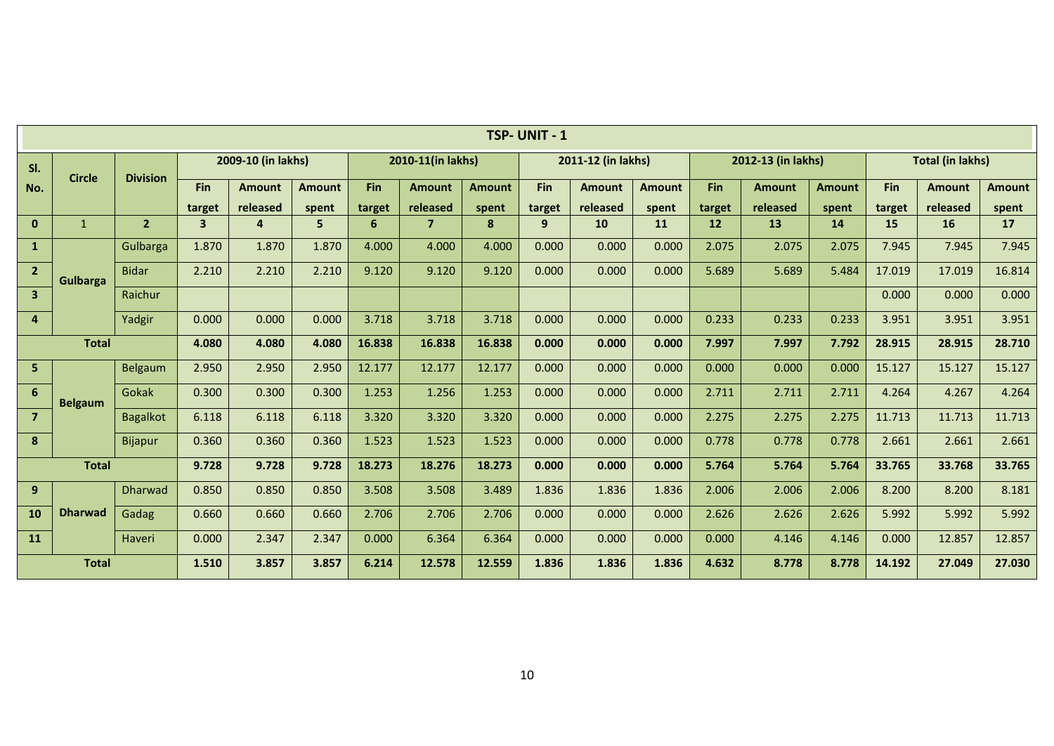## TSP- UNIT - 1

| Sl. No. | Circle | Division | 2009-10 (in lakhs) | | | 2010-11(in lakhs) | | | 2011-12 (in lakhs) | | | 2012-13 (in lakhs) | | | Total (in lakhs) | | |
|---|---|---|---|---|---|---|---|---|---|---|---|---|---|---|---|---|---|
| | | | Fin target | Amount released | Amount spent | Fin target | Amount released | Amount spent | Fin target | Amount released | Amount spent | Fin target | Amount released | Amount spent | Fin target | Amount released | Amount spent |
| 0 | 1 | 2 | 3 | 4 | 5 | 6 | 7 | 8 | 9 | 10 | 11 | 12 | 13 | 14 | 15 | 16 | 17 |
| 1 | Gulbarga | Gulbarga | 1.870 | 1.870 | 1.870 | 4.000 | 4.000 | 4.000 | 0.000 | 0.000 | 0.000 | 2.075 | 2.075 | 2.075 | 7.945 | 7.945 | 7.945 |
| 2 | | Bidar | 2.210 | 2.210 | 2.210 | 9.120 | 9.120 | 9.120 | 0.000 | 0.000 | 0.000 | 5.689 | 5.689 | 5.484 | 17.019 | 17.019 | 16.814 |
| 3 | | Raichur | | | | | | | | | | | | | 0.000 | 0.000 | 0.000 |
| 4 | | Yadgir | 0.000 | 0.000 | 0.000 | 3.718 | 3.718 | 3.718 | 0.000 | 0.000 | 0.000 | 0.233 | 0.233 | 0.233 | 3.951 | 3.951 | 3.951 |
| **Total** | | | **4.080** | **4.080** | **4.080** | **16.838** | **16.838** | **16.838** | **0.000** | **0.000** | **0.000** | **7.997** | **7.997** | **7.792** | **28.915** | **28.915** | **28.710** |
| 5 | Belgaum | Belgaum | 2.950 | 2.950 | 2.950 | 12.177 | 12.177 | 12.177 | 0.000 | 0.000 | 0.000 | 0.000 | 0.000 | 0.000 | 15.127 | 15.127 | 15.127 |
| 6 | | Gokak | 0.300 | 0.300 | 0.300 | 1.253 | 1.256 | 1.253 | 0.000 | 0.000 | 0.000 | 2.711 | 2.711 | 2.711 | 4.264 | 4.267 | 4.264 |
| 7 | | Bagalkot | 6.118 | 6.118 | 6.118 | 3.320 | 3.320 | 3.320 | 0.000 | 0.000 | 0.000 | 2.275 | 2.275 | 2.275 | 11.713 | 11.713 | 11.713 |
| 8 | | Bijapur | 0.360 | 0.360 | 0.360 | 1.523 | 1.523 | 1.523 | 0.000 | 0.000 | 0.000 | 0.778 | 0.778 | 0.778 | 2.661 | 2.661 | 2.661 |
| **Total** | | | **9.728** | **9.728** | **9.728** | **18.273** | **18.276** | **18.273** | **0.000** | **0.000** | **0.000** | **5.764** | **5.764** | **5.764** | **33.765** | **33.768** | **33.765** |
| 9 | Dharwad | Dharwad | 0.850 | 0.850 | 0.850 | 3.508 | 3.508 | 3.489 | 1.836 | 1.836 | 1.836 | 2.006 | 2.006 | 2.006 | 8.200 | 8.200 | 8.181 |
| 10 | | Gadag | 0.660 | 0.660 | 0.660 | 2.706 | 2.706 | 2.706 | 0.000 | 0.000 | 0.000 | 2.626 | 2.626 | 2.626 | 5.992 | 5.992 | 5.992 |
| 11 | | Haveri | 0.000 | 2.347 | 2.347 | 0.000 | 6.364 | 6.364 | 0.000 | 0.000 | 0.000 | 0.000 | 4.146 | 4.146 | 0.000 | 12.857 | 12.857 |
| **Total** | | | **1.510** | **3.857** | **3.857** | **6.214** | **12.578** | **12.559** | **1.836** | **1.836** | **1.836** | **4.632** | **8.778** | **8.778** | **14.192** | **27.049** | **27.030** |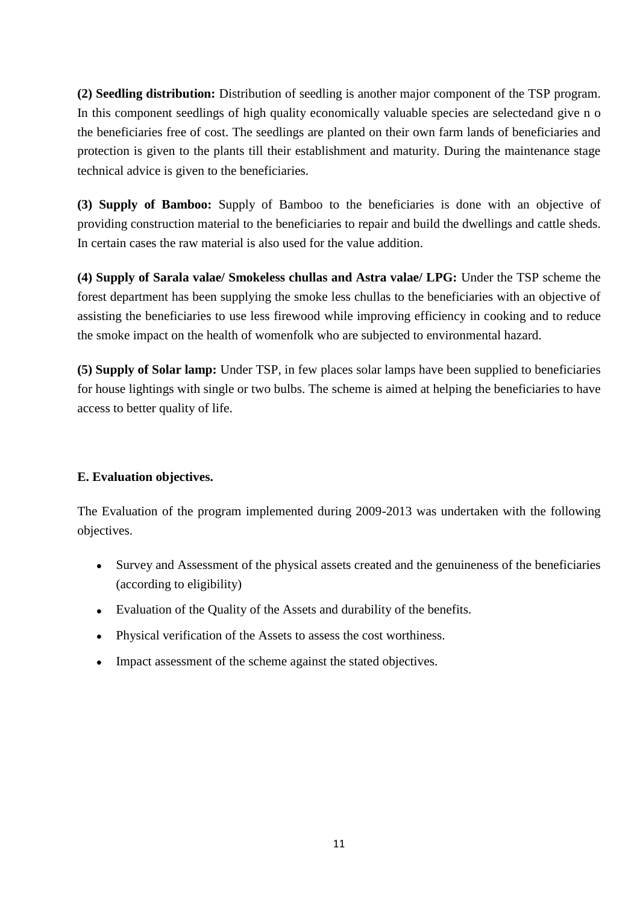**(2) Seedling distribution:** Distribution of seedling is another major component of the TSP program. In this component seedlings of high quality economically valuable species are selectedand give n o the beneficiaries free of cost. The seedlings are planted on their own farm lands of beneficiaries and protection is given to the plants till their establishment and maturity. During the maintenance stage technical advice is given to the beneficiaries.

**(3) Supply of Bamboo:** Supply of Bamboo to the beneficiaries is done with an objective of providing construction material to the beneficiaries to repair and build the dwellings and cattle sheds. In certain cases the raw material is also used for the value addition.

**(4) Supply of Sarala valae/ Smokeless chullas and Astra valae/ LPG:** Under the TSP scheme the forest department has been supplying the smoke less chullas to the beneficiaries with an objective of assisting the beneficiaries to use less firewood while improving efficiency in cooking and to reduce the smoke impact on the health of womenfolk who are subjected to environmental hazard.

**(5) Supply of Solar lamp:** Under TSP, in few places solar lamps have been supplied to beneficiaries for house lightings with single or two bulbs. The scheme is aimed at helping the beneficiaries to have access to better quality of life.

**E. Evaluation objectives.**

The Evaluation of the program implemented during 2009-2013 was undertaken with the following objectives.

- Survey and Assessment of the physical assets created and the genuineness of the beneficiaries (according to eligibility)
- Evaluation of the Quality of the Assets and durability of the benefits.
- Physical verification of the Assets to assess the cost worthiness.
- Impact assessment of the scheme against the stated objectives.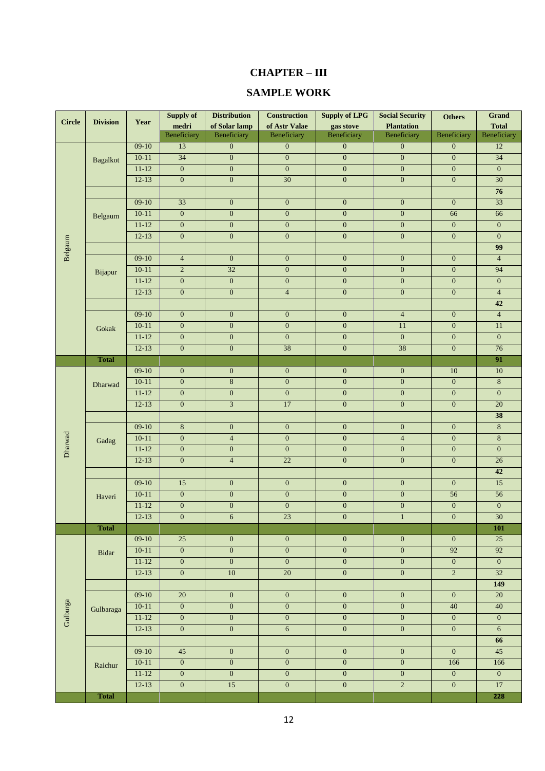# CHAPTER – III

## SAMPLE WORK

| Circle | Division | Year | Supply of medri | Distribution of Solar lamp | Construction of Astr Valae | Supply of LPG gas stove | Social Security Plantation | Others | Grand Total |
|---|---|---|---|---|---|---|---|---|---|
| | | | Beneficiary | Beneficiary | Beneficiary | Beneficiary | Beneficiary | Beneficiary | Beneficiary |
| Belgaum | Bagalkot | 09-10 | 13 | 0 | 0 | 0 | 0 | 0 | 12 |
| | | 10-11 | 34 | 0 | 0 | 0 | 0 | 0 | 34 |
| | | 11-12 | 0 | 0 | 0 | 0 | 0 | 0 | 0 |
| | | 12-13 | 0 | 0 | 30 | 0 | 0 | 0 | 30 |
| | | | | | | | | | **76** |
| | Belgaum | 09-10 | 33 | 0 | 0 | 0 | 0 | 0 | 33 |
| | | 10-11 | 0 | 0 | 0 | 0 | 0 | 66 | 66 |
| | | 11-12 | 0 | 0 | 0 | 0 | 0 | 0 | 0 |
| | | 12-13 | 0 | 0 | 0 | 0 | 0 | 0 | 0 |
| | | | | | | | | | **99** |
| | Bijapur | 09-10 | 4 | 0 | 0 | 0 | 0 | 0 | 4 |
| | | 10-11 | 2 | 32 | 0 | 0 | 0 | 0 | 94 |
| | | 11-12 | 0 | 0 | 0 | 0 | 0 | 0 | 0 |
| | | 12-13 | 0 | 0 | 4 | 0 | 0 | 0 | 4 |
| | | | | | | | | | **42** |
| | Gokak | 09-10 | 0 | 0 | 0 | 0 | 4 | 0 | 4 |
| | | 10-11 | 0 | 0 | 0 | 0 | 11 | 0 | 11 |
| | | 11-12 | 0 | 0 | 0 | 0 | 0 | 0 | 0 |
| | | 12-13 | 0 | 0 | 38 | 0 | 38 | 0 | 76 |
| | **Total** | | | | | | | | **91** |
| Dharwad | Dharwad | 09-10 | 0 | 0 | 0 | 0 | 0 | 10 | 10 |
| | | 10-11 | 0 | 8 | 0 | 0 | 0 | 0 | 8 |
| | | 11-12 | 0 | 0 | 0 | 0 | 0 | 0 | 0 |
| | | 12-13 | 0 | 3 | 17 | 0 | 0 | 0 | 20 |
| | | | | | | | | | **38** |
| | Gadag | 09-10 | 8 | 0 | 0 | 0 | 0 | 0 | 8 |
| | | 10-11 | 0 | 4 | 0 | 0 | 4 | 0 | 8 |
| | | 11-12 | 0 | 0 | 0 | 0 | 0 | 0 | 0 |
| | | 12-13 | 0 | 4 | 22 | 0 | 0 | 0 | 26 |
| | | | | | | | | | **42** |
| | Haveri | 09-10 | 15 | 0 | 0 | 0 | 0 | 0 | 15 |
| | | 10-11 | 0 | 0 | 0 | 0 | 0 | 56 | 56 |
| | | 11-12 | 0 | 0 | 0 | 0 | 0 | 0 | 0 |
| | | 12-13 | 0 | 6 | 23 | 0 | 1 | 0 | 30 |
| | **Total** | | | | | | | | **101** |
| Gulburga | Bidar | 09-10 | 25 | 0 | 0 | 0 | 0 | 0 | 25 |
| | | 10-11 | 0 | 0 | 0 | 0 | 0 | 92 | 92 |
| | | 11-12 | 0 | 0 | 0 | 0 | 0 | 0 | 0 |
| | | 12-13 | 0 | 10 | 20 | 0 | 0 | 2 | 32 |
| | | | | | | | | | **149** |
| | Gulbaraga | 09-10 | 20 | 0 | 0 | 0 | 0 | 0 | 20 |
| | | 10-11 | 0 | 0 | 0 | 0 | 0 | 40 | 40 |
| | | 11-12 | 0 | 0 | 0 | 0 | 0 | 0 | 0 |
| | | 12-13 | 0 | 0 | 6 | 0 | 0 | 0 | 6 |
| | | | | | | | | | **66** |
| | Raichur | 09-10 | 45 | 0 | 0 | 0 | 0 | 0 | 45 |
| | | 10-11 | 0 | 0 | 0 | 0 | 0 | 166 | 166 |
| | | 11-12 | 0 | 0 | 0 | 0 | 0 | 0 | 0 |
| | | 12-13 | 0 | 15 | 0 | 0 | 2 | 0 | 17 |
| | **Total** | | | | | | | | **228** |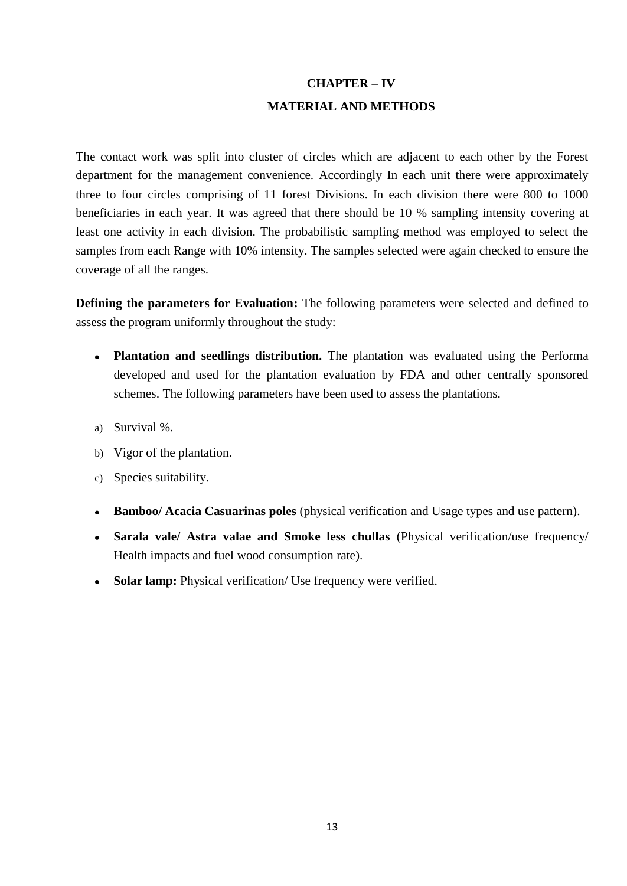# CHAPTER – IV

## MATERIAL AND METHODS

The contact work was split into cluster of circles which are adjacent to each other by the Forest department for the management convenience. Accordingly In each unit there were approximately three to four circles comprising of 11 forest Divisions. In each division there were 800 to 1000 beneficiaries in each year. It was agreed that there should be 10 % sampling intensity covering at least one activity in each division. The probabilistic sampling method was employed to select the samples from each Range with 10% intensity. The samples selected were again checked to ensure the coverage of all the ranges.

**Defining the parameters for Evaluation:** The following parameters were selected and defined to assess the program uniformly throughout the study:

- **Plantation and seedlings distribution.** The plantation was evaluated using the Performa developed and used for the plantation evaluation by FDA and other centrally sponsored schemes. The following parameters have been used to assess the plantations.

a) Survival %.

b) Vigor of the plantation.

c) Species suitability.

- **Bamboo/ Acacia Casuarinas poles** (physical verification and Usage types and use pattern).
- **Sarala vale/ Astra valae and Smoke less chullas** (Physical verification/use frequency/ Health impacts and fuel wood consumption rate).
- **Solar lamp:** Physical verification/ Use frequency were verified.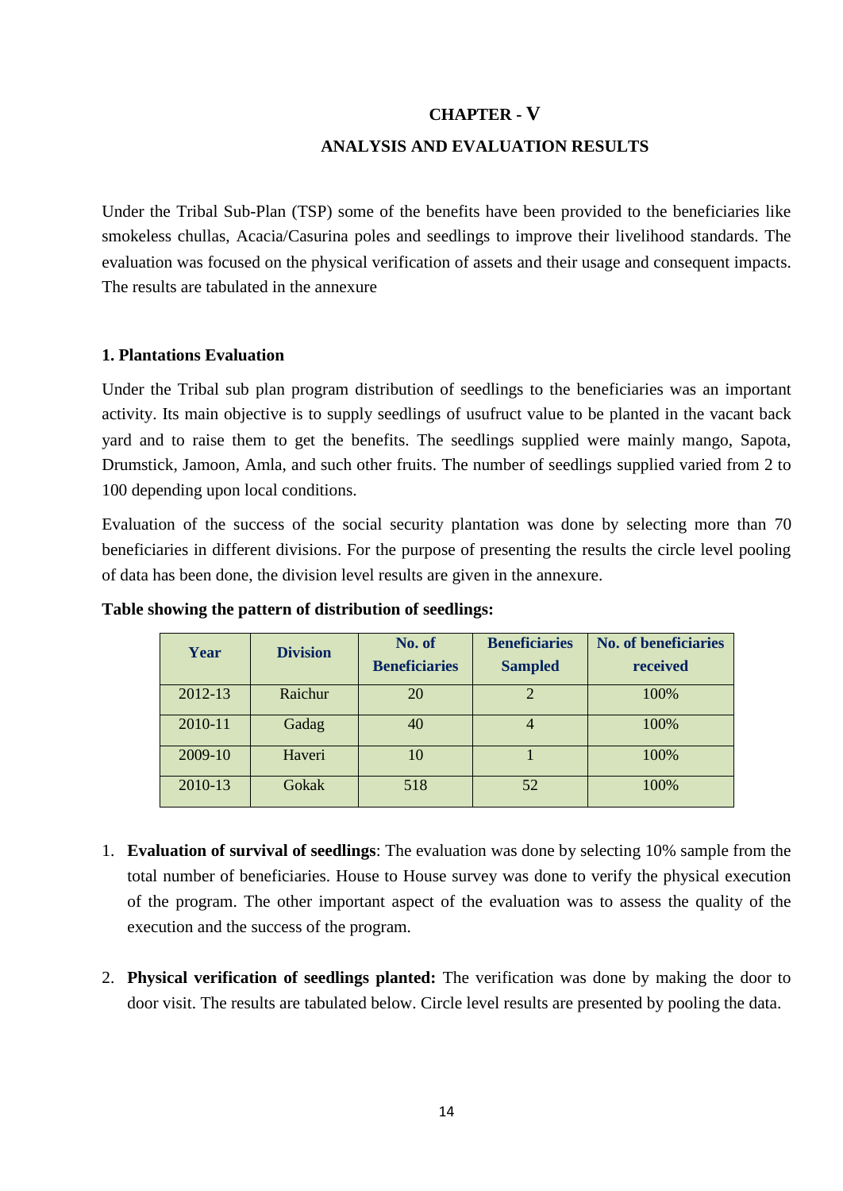# CHAPTER - V

## ANALYSIS AND EVALUATION RESULTS

Under the Tribal Sub-Plan (TSP) some of the benefits have been provided to the beneficiaries like smokeless chullas, Acacia/Casurina poles and seedlings to improve their livelihood standards. The evaluation was focused on the physical verification of assets and their usage and consequent impacts. The results are tabulated in the annexure

### 1. Plantations Evaluation

Under the Tribal sub plan program distribution of seedlings to the beneficiaries was an important activity. Its main objective is to supply seedlings of usufruct value to be planted in the vacant back yard and to raise them to get the benefits. The seedlings supplied were mainly mango, Sapota, Drumstick, Jamoon, Amla, and such other fruits. The number of seedlings supplied varied from 2 to 100 depending upon local conditions.

Evaluation of the success of the social security plantation was done by selecting more than 70 beneficiaries in different divisions. For the purpose of presenting the results the circle level pooling of data has been done, the division level results are given in the annexure.

**Table showing the pattern of distribution of seedlings:**

| Year | Division | No. of Beneficiaries | Beneficiaries Sampled | No. of beneficiaries received |
|---|---|---|---|---|
| 2012-13 | Raichur | 20 | 2 | 100% |
| 2010-11 | Gadag | 40 | 4 | 100% |
| 2009-10 | Haveri | 10 | 1 | 100% |
| 2010-13 | Gokak | 518 | 52 | 100% |

1. **Evaluation of survival of seedlings**: The evaluation was done by selecting 10% sample from the total number of beneficiaries. House to House survey was done to verify the physical execution of the program. The other important aspect of the evaluation was to assess the quality of the execution and the success of the program.

2. **Physical verification of seedlings planted:** The verification was done by making the door to door visit. The results are tabulated below. Circle level results are presented by pooling the data.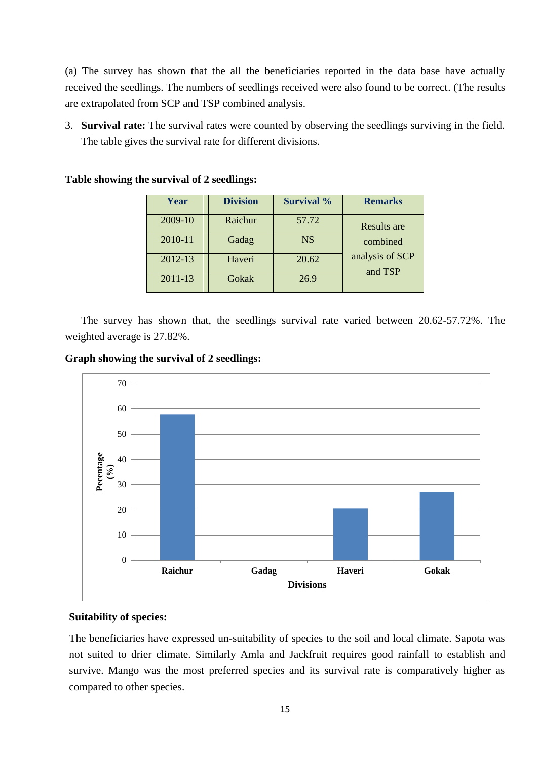(a) The survey has shown that the all the beneficiaries reported in the data base have actually received the seedlings. The numbers of seedlings received were also found to be correct. (The results are extrapolated from SCP and TSP combined analysis.

3. **Survival rate:** The survival rates were counted by observing the seedlings surviving in the field. The table gives the survival rate for different divisions.

**Table showing the survival of 2 seedlings:**

| Year | Division | Survival % | Remarks |
|---|---|---|---|
| 2009-10 | Raichur | 57.72 | Results are combined analysis of SCP and TSP |
| 2010-11 | Gadag | NS | |
| 2012-13 | Haveri | 20.62 | |
| 2011-13 | Gokak | 26.9 | |

The survey has shown that, the seedlings survival rate varied between 20.62-57.72%. The weighted average is 27.82%.

**Graph showing the survival of 2 seedlings:**

| Divisions | Pecentage (%) |
|---|---|
| Raichur | 57.72 |
| Gadag | |
| Haveri | 20.62 |
| Gokak | 26.9 |

**Suitability of species:**

The beneficiaries have expressed un-suitability of species to the soil and local climate. Sapota was not suited to drier climate. Similarly Amla and Jackfruit requires good rainfall to establish and survive. Mango was the most preferred species and its survival rate is comparatively higher as compared to other species.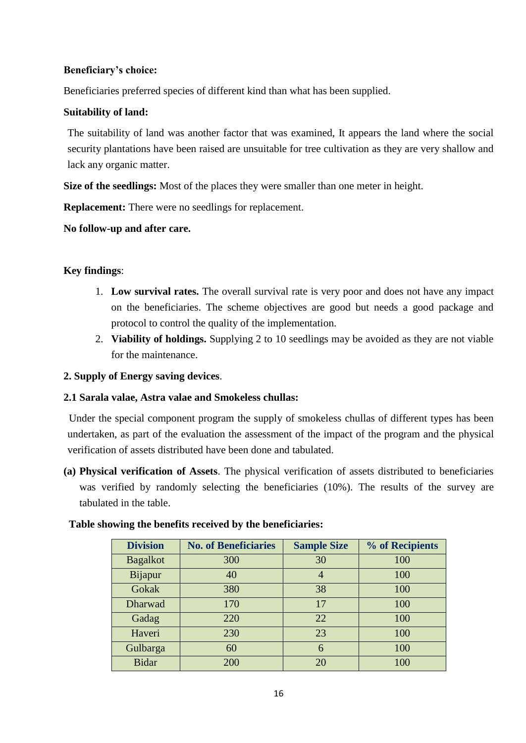**Beneficiary's choice:**

Beneficiaries preferred species of different kind than what has been supplied.

**Suitability of land:**

The suitability of land was another factor that was examined, It appears the land where the social security plantations have been raised are unsuitable for tree cultivation as they are very shallow and lack any organic matter.

**Size of the seedlings:** Most of the places they were smaller than one meter in height.

**Replacement:** There were no seedlings for replacement.

**No follow-up and after care.**

**Key findings**:

1. **Low survival rates.** The overall survival rate is very poor and does not have any impact on the beneficiaries. The scheme objectives are good but needs a good package and protocol to control the quality of the implementation.
2. **Viability of holdings.** Supplying 2 to 10 seedlings may be avoided as they are not viable for the maintenance.

**2. Supply of Energy saving devices**.

**2.1 Sarala valae, Astra valae and Smokeless chullas:**

Under the special component program the supply of smokeless chullas of different types has been undertaken, as part of the evaluation the assessment of the impact of the program and the physical verification of assets distributed have been done and tabulated.

**(a) Physical verification of Assets**. The physical verification of assets distributed to beneficiaries was verified by randomly selecting the beneficiaries (10%). The results of the survey are tabulated in the table.

**Table showing the benefits received by the beneficiaries:**

| Division | No. of Beneficiaries | Sample Size | % of Recipients |
|---|---|---|---|
| Bagalkot | 300 | 30 | 100 |
| Bijapur | 40 | 4 | 100 |
| Gokak | 380 | 38 | 100 |
| Dharwad | 170 | 17 | 100 |
| Gadag | 220 | 22 | 100 |
| Haveri | 230 | 23 | 100 |
| Gulbarga | 60 | 6 | 100 |
| Bidar | 200 | 20 | 100 |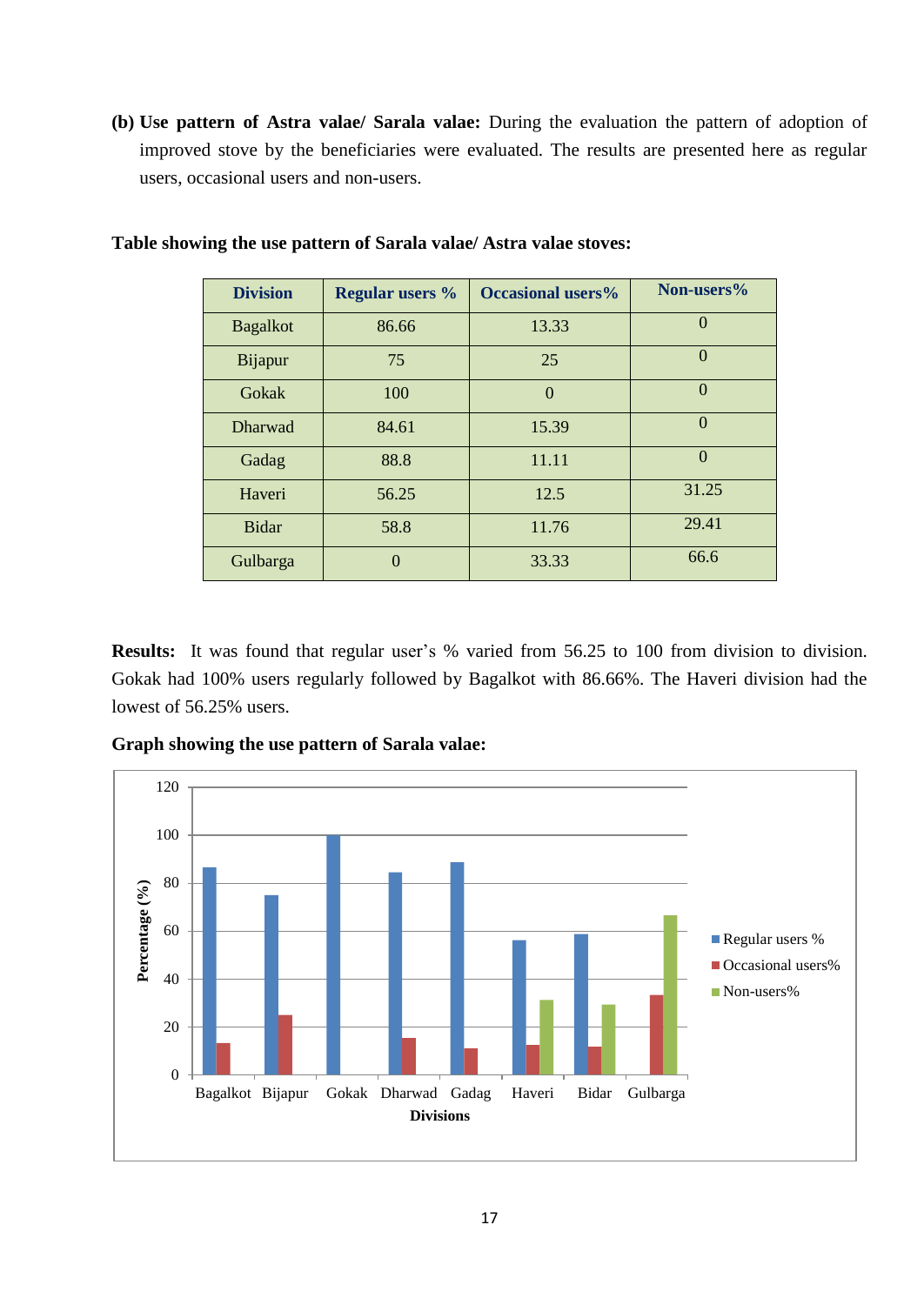**(b) Use pattern of Astra valae/ Sarala valae:** During the evaluation the pattern of adoption of improved stove by the beneficiaries were evaluated. The results are presented here as regular users, occasional users and non-users.

**Table showing the use pattern of Sarala valae/ Astra valae stoves:**

| Division | Regular users % | Occasional users% | Non-users% |
|---|---|---|---|
| Bagalkot | 86.66 | 13.33 | 0 |
| Bijapur | 75 | 25 | 0 |
| Gokak | 100 | 0 | 0 |
| Dharwad | 84.61 | 15.39 | 0 |
| Gadag | 88.8 | 11.11 | 0 |
| Haveri | 56.25 | 12.5 | 31.25 |
| Bidar | 58.8 | 11.76 | 29.41 |
| Gulbarga | 0 | 33.33 | 66.6 |

**Results:** It was found that regular user's % varied from 56.25 to 100 from division to division. Gokak had 100% users regularly followed by Bagalkot with 86.66%. The Haveri division had the lowest of 56.25% users.

**Graph showing the use pattern of Sarala valae:**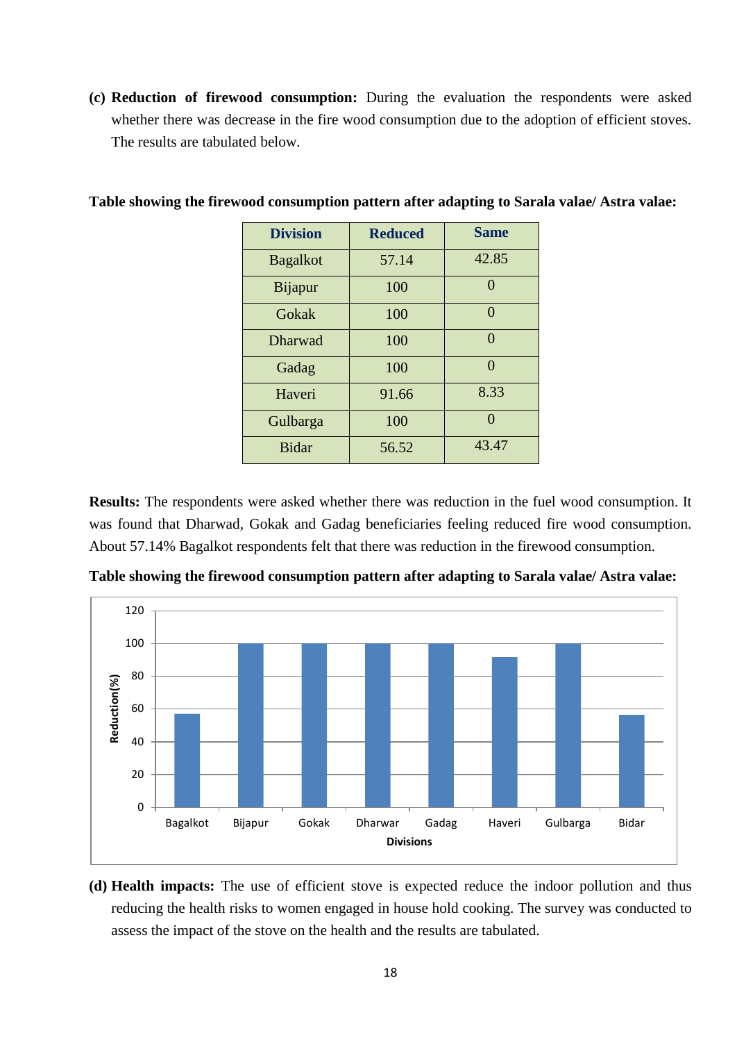**(c) Reduction of firewood consumption:** During the evaluation the respondents were asked whether there was decrease in the fire wood consumption due to the adoption of efficient stoves. The results are tabulated below.

**Table showing the firewood consumption pattern after adapting to Sarala valae/ Astra valae:**

| Division | Reduced | Same |
|---|---|---|
| Bagalkot | 57.14 | 42.85 |
| Bijapur | 100 | 0 |
| Gokak | 100 | 0 |
| Dharwad | 100 | 0 |
| Gadag | 100 | 0 |
| Haveri | 91.66 | 8.33 |
| Gulbarga | 100 | 0 |
| Bidar | 56.52 | 43.47 |

**Results:** The respondents were asked whether there was reduction in the fuel wood consumption. It was found that Dharwad, Gokak and Gadag beneficiaries feeling reduced fire wood consumption. About 57.14% Bagalkot respondents felt that there was reduction in the firewood consumption.

**Table showing the firewood consumption pattern after adapting to Sarala valae/ Astra valae:**

| Divisions | Reduction(%) |
|---|---|
| Bagalkot | 57.14 |
| Bijapur | 100 |
| Gokak | 100 |
| Dharwar | 100 |
| Gadag | 100 |
| Haveri | 91.66 |
| Gulbarga | 100 |
| Bidar | 56.52 |

**(d) Health impacts:** The use of efficient stove is expected reduce the indoor pollution and thus reducing the health risks to women engaged in house hold cooking. The survey was conducted to assess the impact of the stove on the health and the results are tabulated.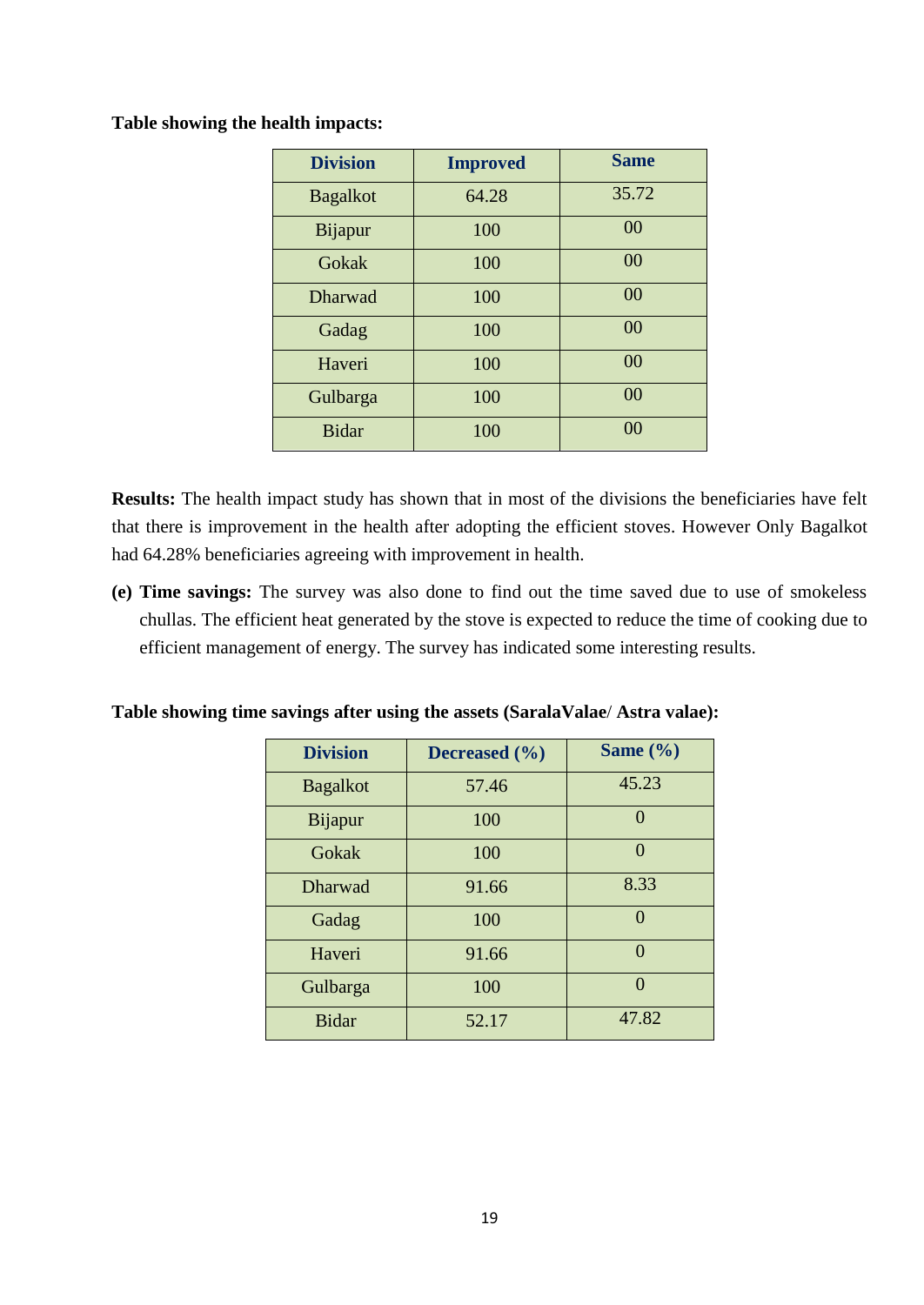**Table showing the health impacts:**

| Division | Improved | Same |
|---|---|---|
| Bagalkot | 64.28 | 35.72 |
| Bijapur | 100 | 00 |
| Gokak | 100 | 00 |
| Dharwad | 100 | 00 |
| Gadag | 100 | 00 |
| Haveri | 100 | 00 |
| Gulbarga | 100 | 00 |
| Bidar | 100 | 00 |

**Results:** The health impact study has shown that in most of the divisions the beneficiaries have felt that there is improvement in the health after adopting the efficient stoves. However Only Bagalkot had 64.28% beneficiaries agreeing with improvement in health.

**(e) Time savings:** The survey was also done to find out the time saved due to use of smokeless chullas. The efficient heat generated by the stove is expected to reduce the time of cooking due to efficient management of energy. The survey has indicated some interesting results.

**Table showing time savings after using the assets (SaralaValae/ Astra valae):**

| Division | Decreased (%) | Same (%) |
|---|---|---|
| Bagalkot | 57.46 | 45.23 |
| Bijapur | 100 | 0 |
| Gokak | 100 | 0 |
| Dharwad | 91.66 | 8.33 |
| Gadag | 100 | 0 |
| Haveri | 91.66 | 0 |
| Gulbarga | 100 | 0 |
| Bidar | 52.17 | 47.82 |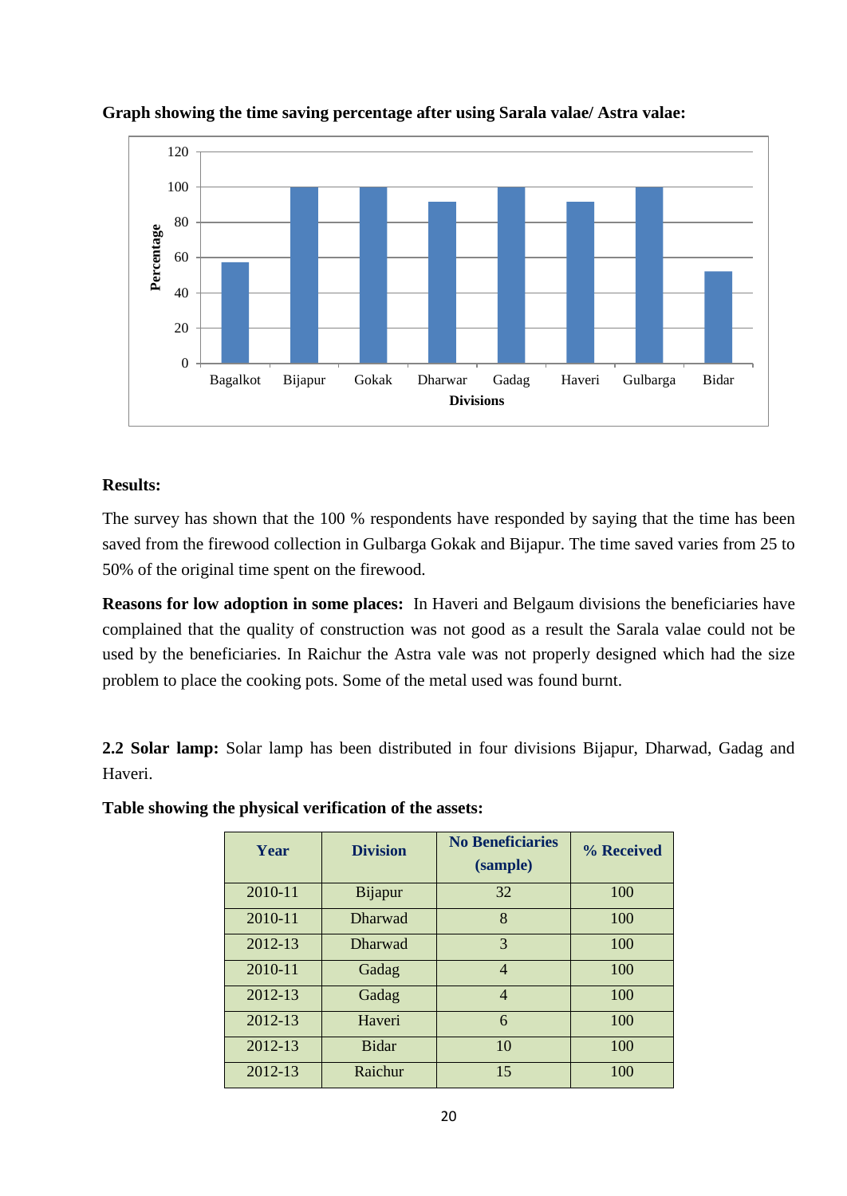**Graph showing the time saving percentage after using Sarala valae/ Astra valae:**

**Results:**

The survey has shown that the 100 % respondents have responded by saying that the time has been saved from the firewood collection in Gulbarga Gokak and Bijapur. The time saved varies from 25 to 50% of the original time spent on the firewood.

**Reasons for low adoption in some places:** In Haveri and Belgaum divisions the beneficiaries have complained that the quality of construction was not good as a result the Sarala valae could not be used by the beneficiaries. In Raichur the Astra vale was not properly designed which had the size problem to place the cooking pots. Some of the metal used was found burnt.

**2.2 Solar lamp:** Solar lamp has been distributed in four divisions Bijapur, Dharwad, Gadag and Haveri.

**Table showing the physical verification of the assets:**

| Year | Division | No Beneficiaries (sample) | % Received |
|---|---|---|---|
| 2010-11 | Bijapur | 32 | 100 |
| 2010-11 | Dharwad | 8 | 100 |
| 2012-13 | Dharwad | 3 | 100 |
| 2010-11 | Gadag | 4 | 100 |
| 2012-13 | Gadag | 4 | 100 |
| 2012-13 | Haveri | 6 | 100 |
| 2012-13 | Bidar | 10 | 100 |
| 2012-13 | Raichur | 15 | 100 |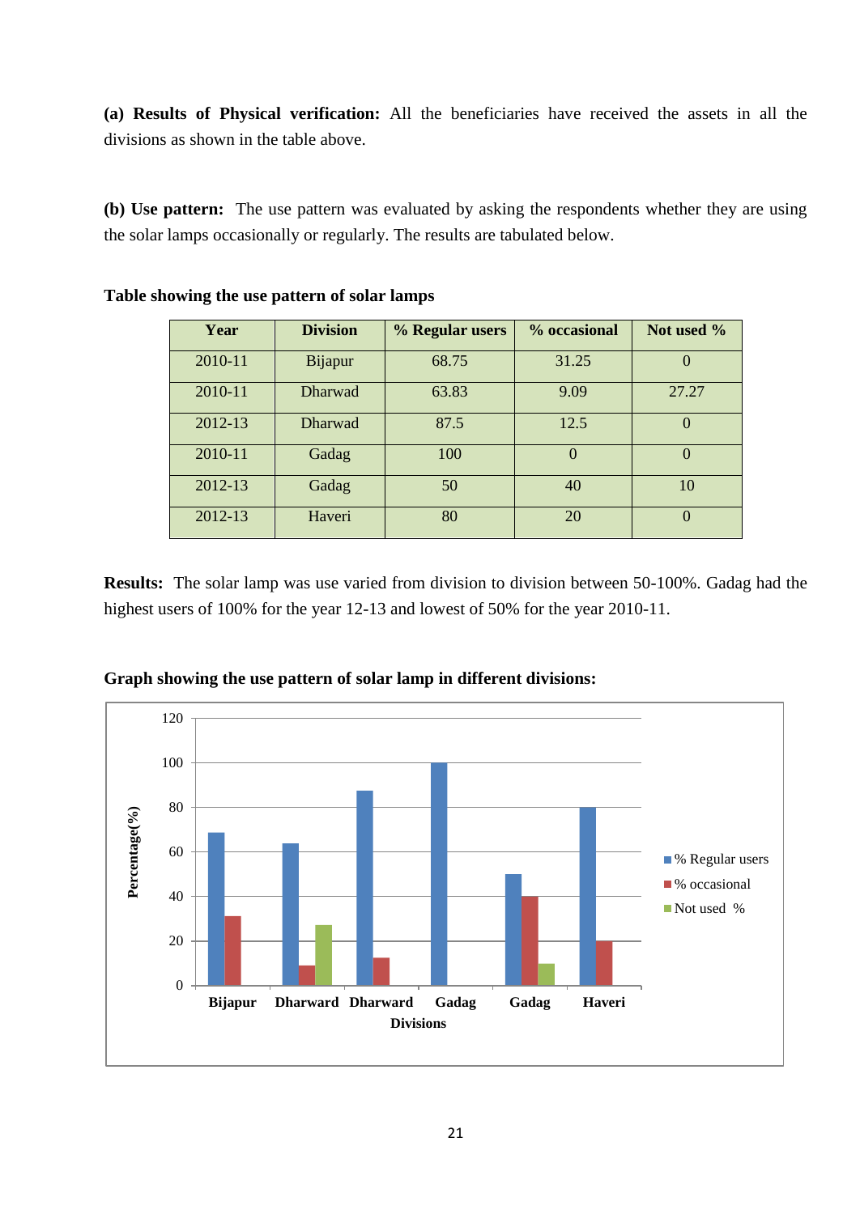**(a) Results of Physical verification:** All the beneficiaries have received the assets in all the divisions as shown in the table above.

**(b) Use pattern:** The use pattern was evaluated by asking the respondents whether they are using the solar lamps occasionally or regularly. The results are tabulated below.

**Table showing the use pattern of solar lamps**

| Year | Division | % Regular users | % occasional | Not used % |
|---|---|---|---|---|
| 2010-11 | Bijapur | 68.75 | 31.25 | 0 |
| 2010-11 | Dharwad | 63.83 | 9.09 | 27.27 |
| 2012-13 | Dharwad | 87.5 | 12.5 | 0 |
| 2010-11 | Gadag | 100 | 0 | 0 |
| 2012-13 | Gadag | 50 | 40 | 10 |
| 2012-13 | Haveri | 80 | 20 | 0 |

**Results:** The solar lamp was use varied from division to division between 50-100%. Gadag had the highest users of 100% for the year 12-13 and lowest of 50% for the year 2010-11.

**Graph showing the use pattern of solar lamp in different divisions:**

| Divisions | % Regular users | % occasional | Not used % |
|---|---|---|---|
| Bijapur | 68.75 | 31.25 | 0 |
| Dharward | 63.83 | 9.09 | 27.27 |
| Dharward | 87.5 | 12.5 | 0 |
| Gadag | 100 | 0 | 0 |
| Gadag | 50 | 40 | 10 |
| Haveri | 80 | 20 | 0 |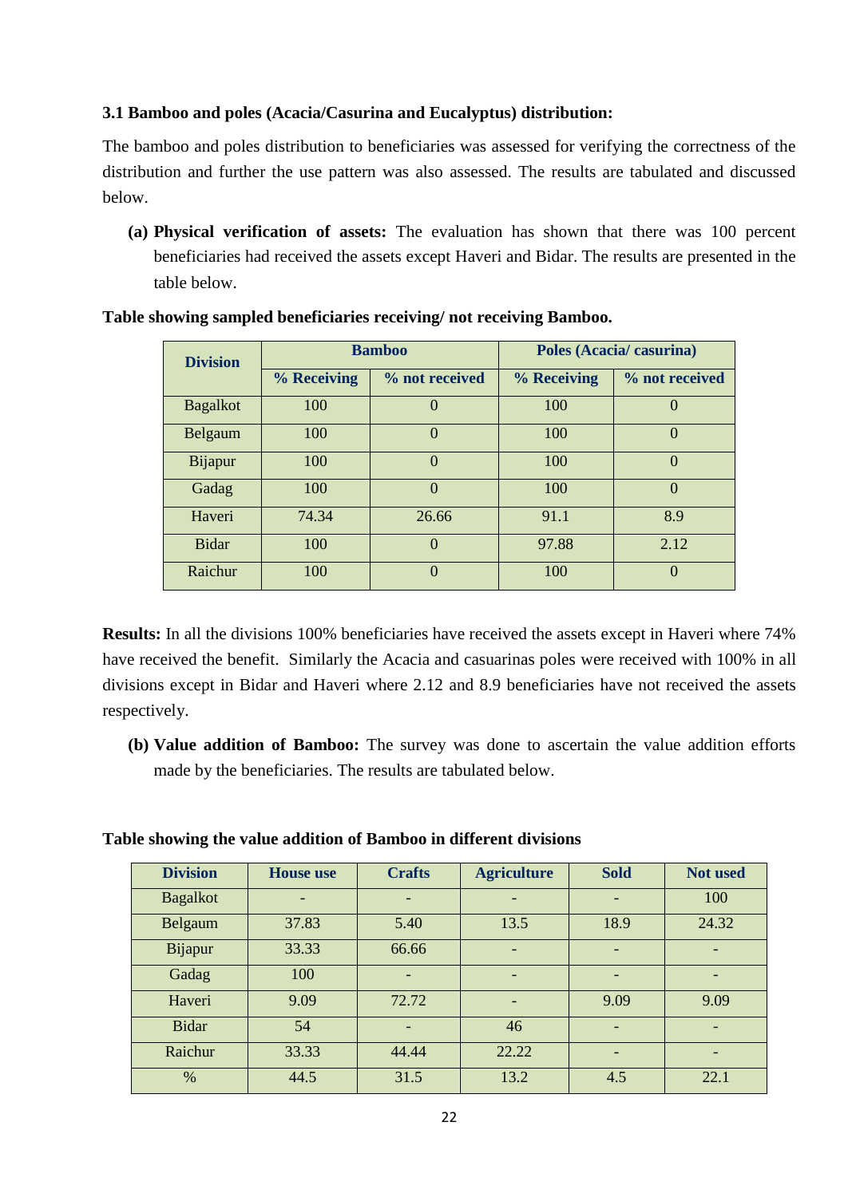### 3.1 Bamboo and poles (Acacia/Casurina and Eucalyptus) distribution:

The bamboo and poles distribution to beneficiaries was assessed for verifying the correctness of the distribution and further the use pattern was also assessed. The results are tabulated and discussed below.

**(a) Physical verification of assets:** The evaluation has shown that there was 100 percent beneficiaries had received the assets except Haveri and Bidar. The results are presented in the table below.

**Table showing sampled beneficiaries receiving/ not receiving Bamboo.**

| Division | Bamboo | | Poles (Acacia/ casurina) | |
|---|---|---|---|---|
| | % Receiving | % not received | % Receiving | % not received |
| Bagalkot | 100 | 0 | 100 | 0 |
| Belgaum | 100 | 0 | 100 | 0 |
| Bijapur | 100 | 0 | 100 | 0 |
| Gadag | 100 | 0 | 100 | 0 |
| Haveri | 74.34 | 26.66 | 91.1 | 8.9 |
| Bidar | 100 | 0 | 97.88 | 2.12 |
| Raichur | 100 | 0 | 100 | 0 |

**Results:** In all the divisions 100% beneficiaries have received the assets except in Haveri where 74% have received the benefit. Similarly the Acacia and casuarinas poles were received with 100% in all divisions except in Bidar and Haveri where 2.12 and 8.9 beneficiaries have not received the assets respectively.

**(b) Value addition of Bamboo:** The survey was done to ascertain the value addition efforts made by the beneficiaries. The results are tabulated below.

**Table showing the value addition of Bamboo in different divisions**

| Division | House use | Crafts | Agriculture | Sold | Not used |
|---|---|---|---|---|---|
| Bagalkot | - | - | - | - | 100 |
| Belgaum | 37.83 | 5.40 | 13.5 | 18.9 | 24.32 |
| Bijapur | 33.33 | 66.66 | - | - | - |
| Gadag | 100 | - | - | - | - |
| Haveri | 9.09 | 72.72 | - | 9.09 | 9.09 |
| Bidar | 54 | - | 46 | - | - |
| Raichur | 33.33 | 44.44 | 22.22 | - | - |
| % | 44.5 | 31.5 | 13.2 | 4.5 | 22.1 |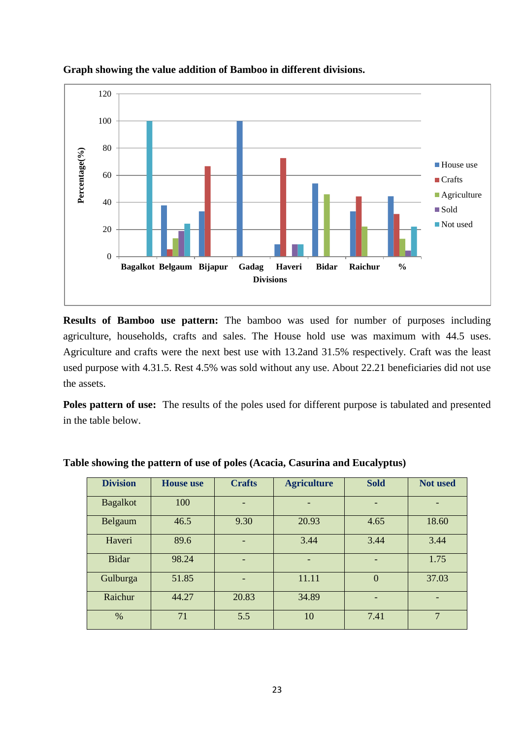**Graph showing the value addition of Bamboo in different divisions.**

**Results of Bamboo use pattern:** The bamboo was used for number of purposes including agriculture, households, crafts and sales. The House hold use was maximum with 44.5 uses. Agriculture and crafts were the next best use with 13.2and 31.5% respectively. Craft was the least used purpose with 4.31.5. Rest 4.5% was sold without any use. About 22.21 beneficiaries did not use the assets.

**Poles pattern of use:** The results of the poles used for different purpose is tabulated and presented in the table below.

**Table showing the pattern of use of poles (Acacia, Casurina and Eucalyptus)**

| Division | House use | Crafts | Agriculture | Sold | Not used |
|---|---|---|---|---|---|
| Bagalkot | 100 | - | - | - | - |
| Belgaum | 46.5 | 9.30 | 20.93 | 4.65 | 18.60 |
| Haveri | 89.6 | - | 3.44 | 3.44 | 3.44 |
| Bidar | 98.24 | - | - | - | 1.75 |
| Gulburga | 51.85 | - | 11.11 | 0 | 37.03 |
| Raichur | 44.27 | 20.83 | 34.89 | - | - |
| % | 71 | 5.5 | 10 | 7.41 | 7 |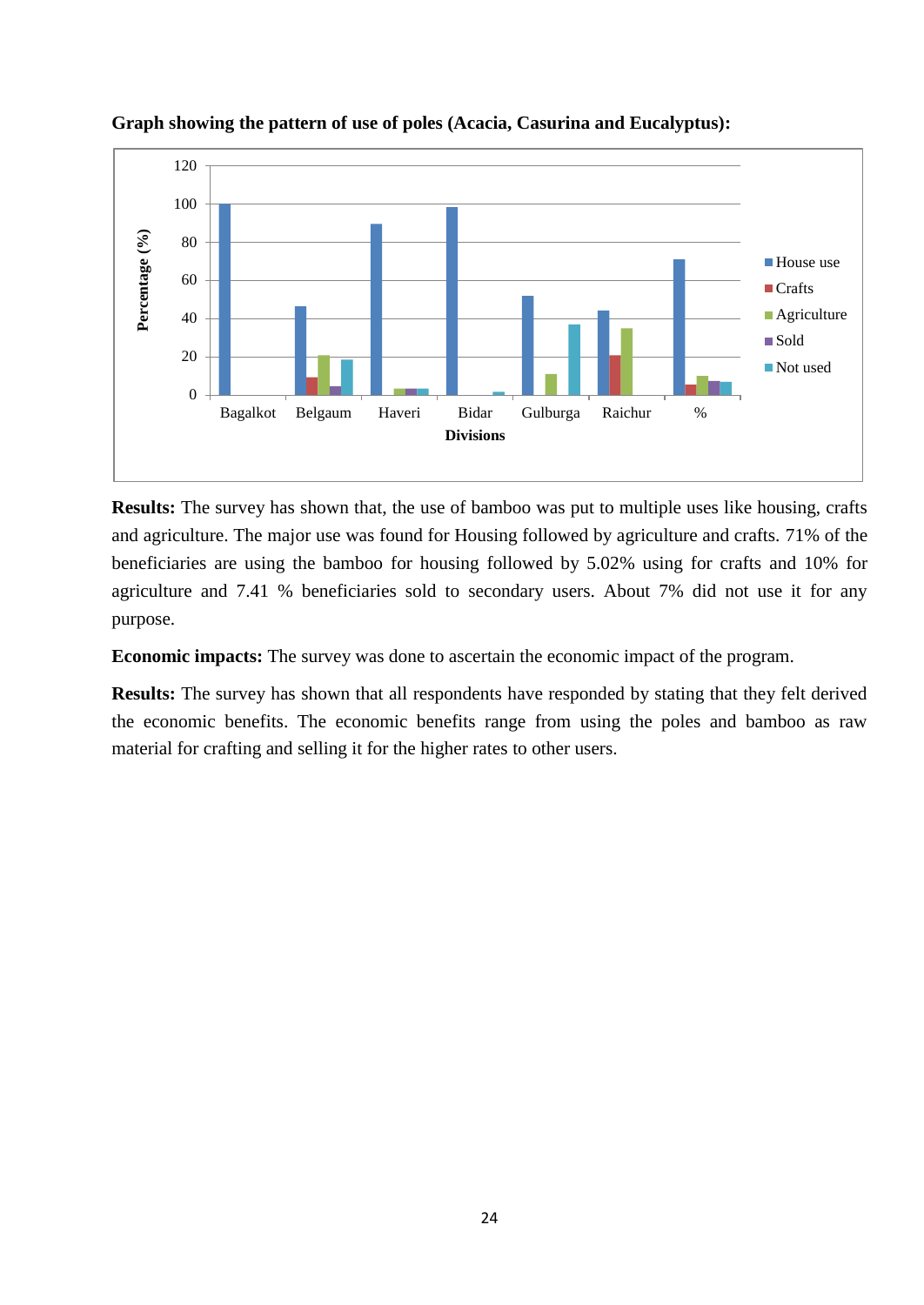**Graph showing the pattern of use of poles (Acacia, Casurina and Eucalyptus):**

**Results:** The survey has shown that, the use of bamboo was put to multiple uses like housing, crafts and agriculture. The major use was found for Housing followed by agriculture and crafts. 71% of the beneficiaries are using the bamboo for housing followed by 5.02% using for crafts and 10% for agriculture and 7.41 % beneficiaries sold to secondary users. About 7% did not use it for any purpose.

**Economic impacts:** The survey was done to ascertain the economic impact of the program.

**Results:** The survey has shown that all respondents have responded by stating that they felt derived the economic benefits. The economic benefits range from using the poles and bamboo as raw material for crafting and selling it for the higher rates to other users.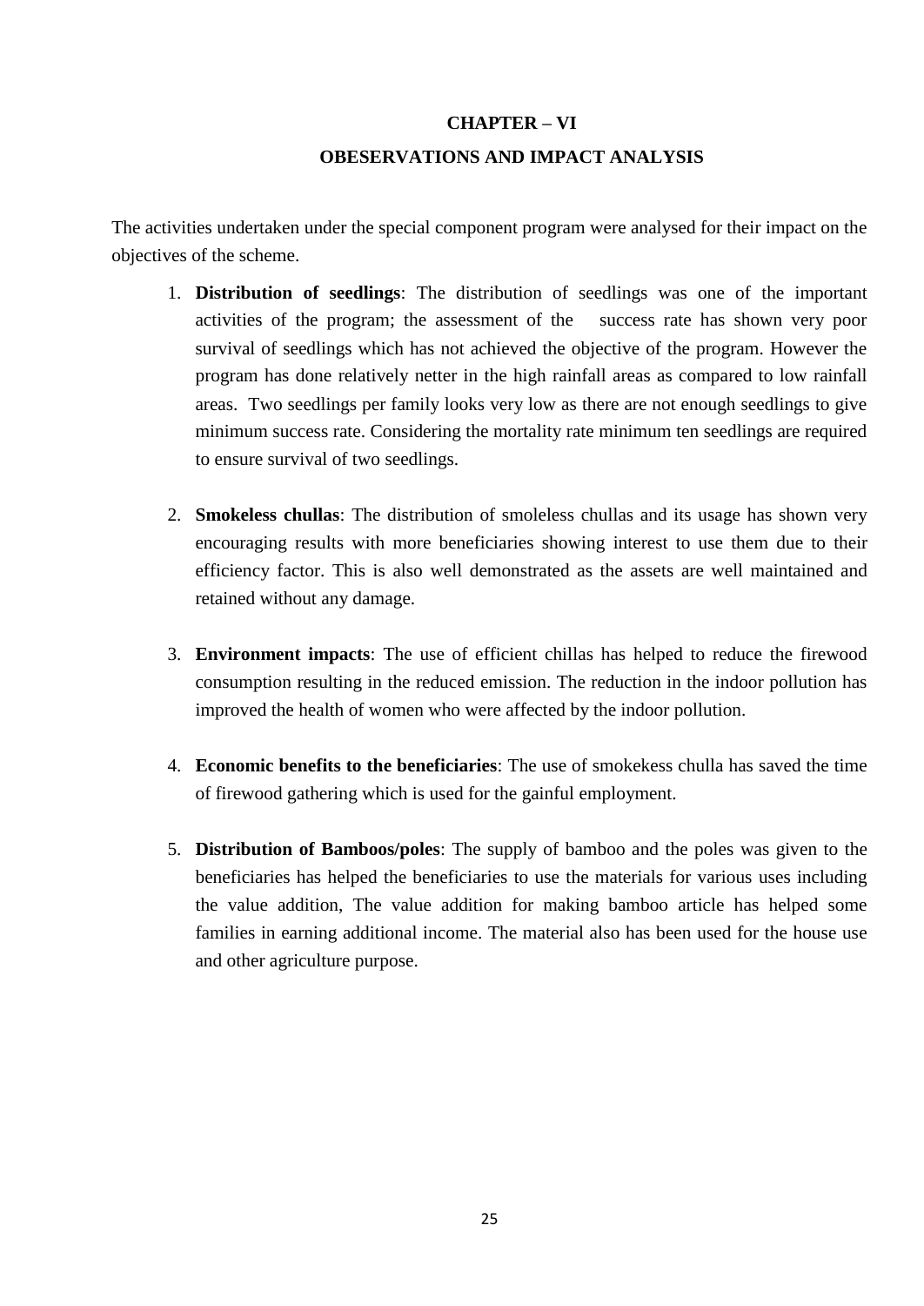# CHAPTER – VI

## OBESERVATIONS AND IMPACT ANALYSIS

The activities undertaken under the special component program were analysed for their impact on the objectives of the scheme.

1. **Distribution of seedlings**: The distribution of seedlings was one of the important activities of the program; the assessment of the success rate has shown very poor survival of seedlings which has not achieved the objective of the program. However the program has done relatively netter in the high rainfall areas as compared to low rainfall areas. Two seedlings per family looks very low as there are not enough seedlings to give minimum success rate. Considering the mortality rate minimum ten seedlings are required to ensure survival of two seedlings.

2. **Smokeless chullas**: The distribution of smoleless chullas and its usage has shown very encouraging results with more beneficiaries showing interest to use them due to their efficiency factor. This is also well demonstrated as the assets are well maintained and retained without any damage.

3. **Environment impacts**: The use of efficient chillas has helped to reduce the firewood consumption resulting in the reduced emission. The reduction in the indoor pollution has improved the health of women who were affected by the indoor pollution.

4. **Economic benefits to the beneficiaries**: The use of smokekess chulla has saved the time of firewood gathering which is used for the gainful employment.

5. **Distribution of Bamboos/poles**: The supply of bamboo and the poles was given to the beneficiaries has helped the beneficiaries to use the materials for various uses including the value addition, The value addition for making bamboo article has helped some families in earning additional income. The material also has been used for the house use and other agriculture purpose.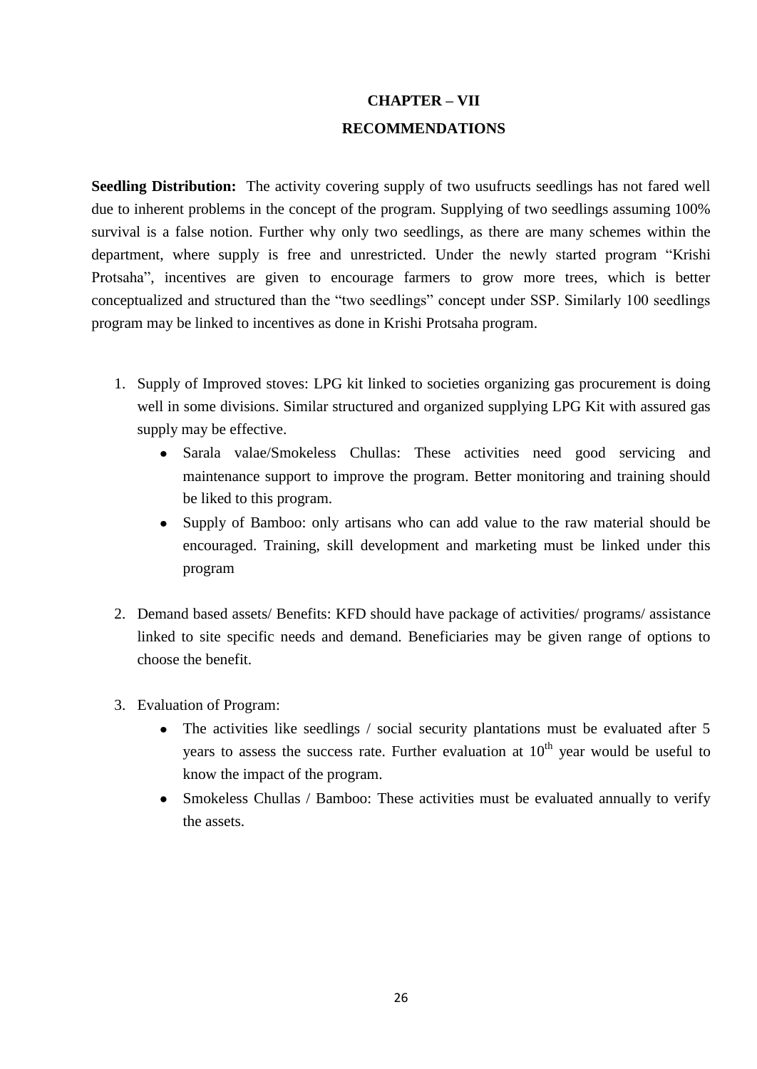# CHAPTER – VII

## RECOMMENDATIONS

**Seedling Distribution:** The activity covering supply of two usufructs seedlings has not fared well due to inherent problems in the concept of the program. Supplying of two seedlings assuming 100% survival is a false notion. Further why only two seedlings, as there are many schemes within the department, where supply is free and unrestricted. Under the newly started program "Krishi Protsaha", incentives are given to encourage farmers to grow more trees, which is better conceptualized and structured than the "two seedlings" concept under SSP. Similarly 100 seedlings program may be linked to incentives as done in Krishi Protsaha program.

1. Supply of Improved stoves: LPG kit linked to societies organizing gas procurement is doing well in some divisions. Similar structured and organized supplying LPG Kit with assured gas supply may be effective.
    - Sarala valae/Smokeless Chullas: These activities need good servicing and maintenance support to improve the program. Better monitoring and training should be liked to this program.
    - Supply of Bamboo: only artisans who can add value to the raw material should be encouraged. Training, skill development and marketing must be linked under this program

2. Demand based assets/ Benefits: KFD should have package of activities/ programs/ assistance linked to site specific needs and demand. Beneficiaries may be given range of options to choose the benefit.

3. Evaluation of Program:
    - The activities like seedlings / social security plantations must be evaluated after 5 years to assess the success rate. Further evaluation at 10th year would be useful to know the impact of the program.
    - Smokeless Chullas / Bamboo: These activities must be evaluated annually to verify the assets.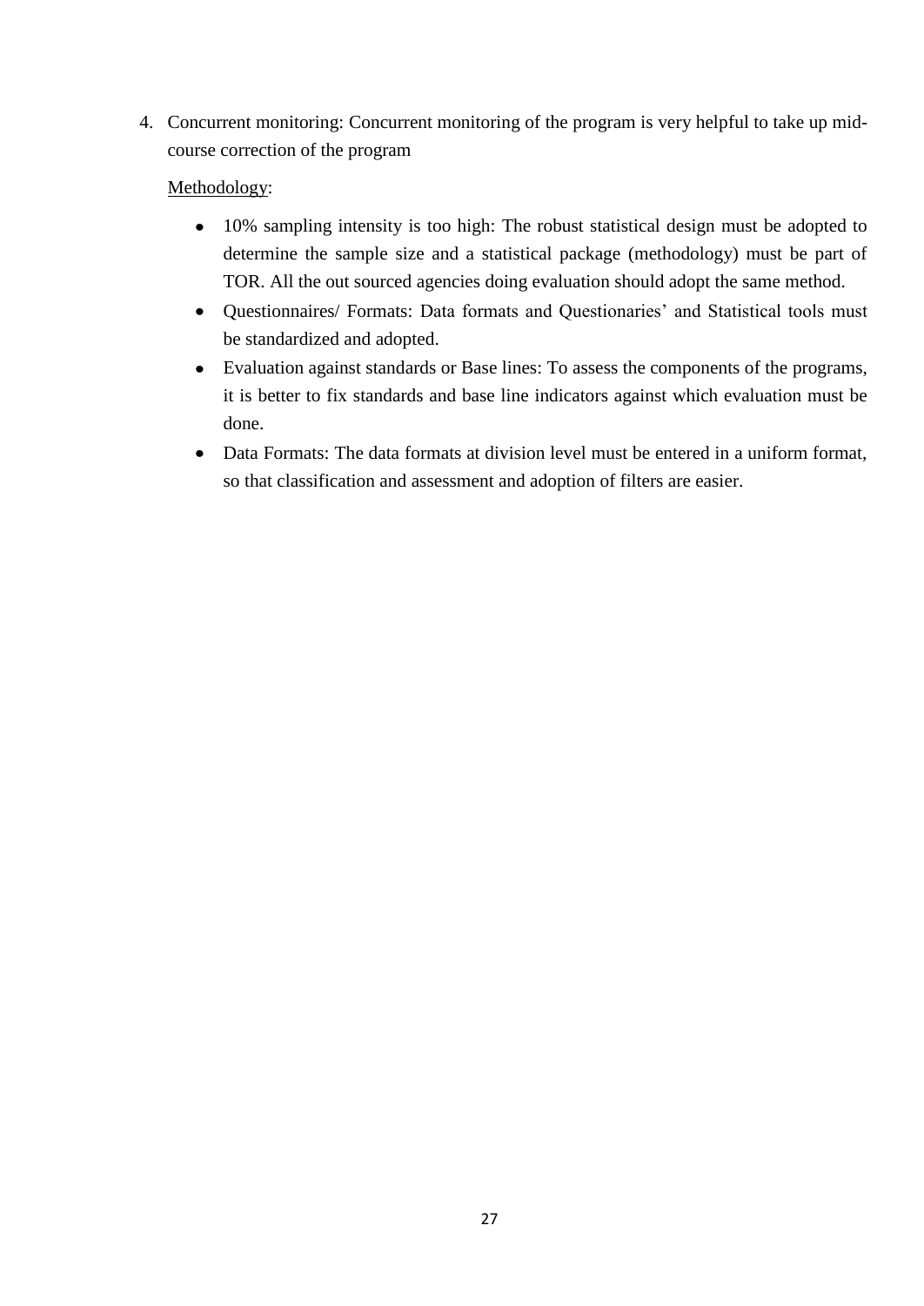4. Concurrent monitoring: Concurrent monitoring of the program is very helpful to take up mid-course correction of the program

   Methodology:

   - 10% sampling intensity is too high: The robust statistical design must be adopted to determine the sample size and a statistical package (methodology) must be part of TOR. All the out sourced agencies doing evaluation should adopt the same method.
   - Questionnaires/ Formats: Data formats and Questionaries' and Statistical tools must be standardized and adopted.
   - Evaluation against standards or Base lines: To assess the components of the programs, it is better to fix standards and base line indicators against which evaluation must be done.
   - Data Formats: The data formats at division level must be entered in a uniform format, so that classification and assessment and adoption of filters are easier.